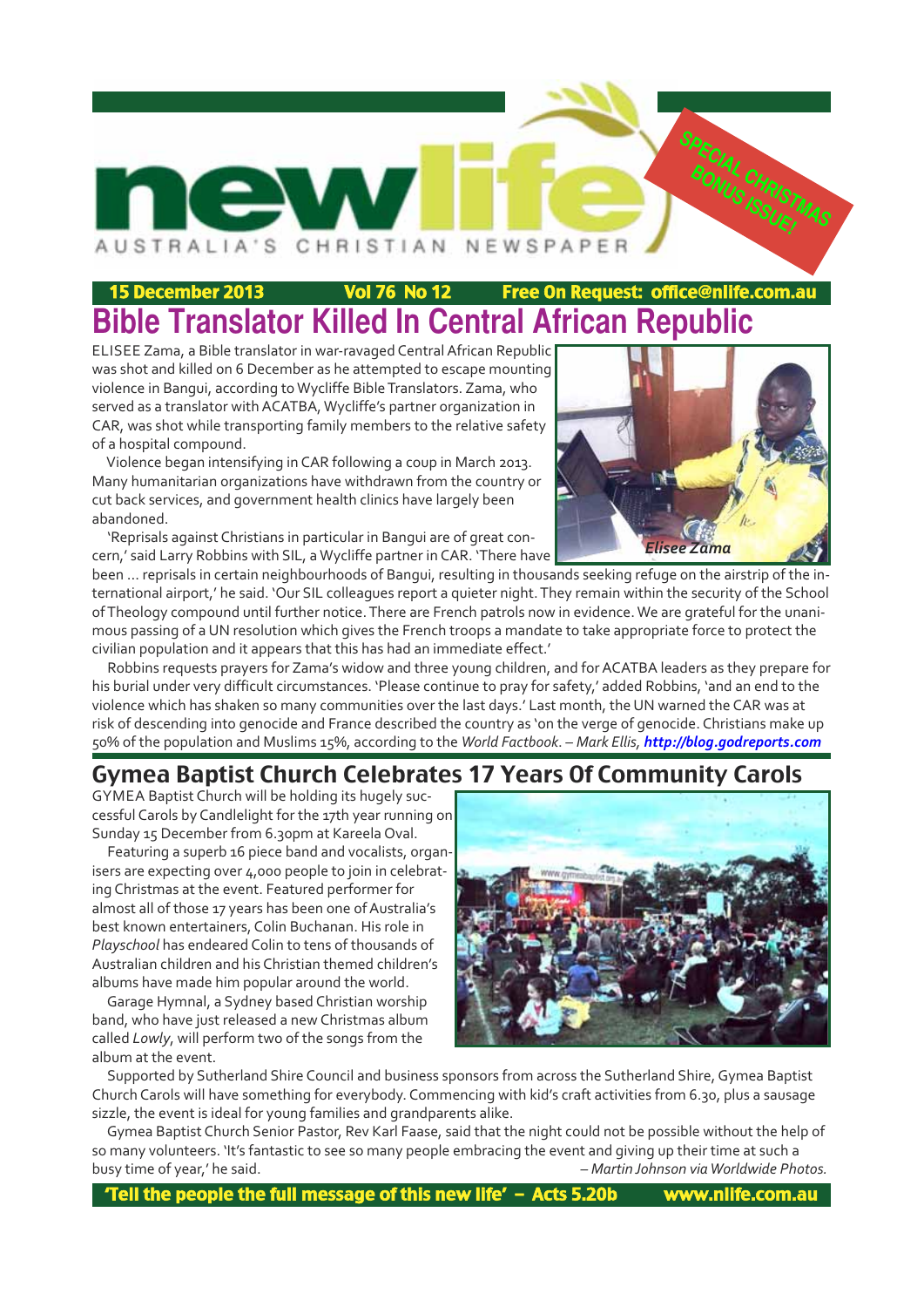# newlife

AUSTRALIA'S CHRISTIAN NEWSPAPER

SPECIAL CHRISTMAS BONUS ISSUE!

**15 December 2013** **Vol 76 No 12** **Free On Request: office@nlife.com.au**

# Bible Translator Killed In Central African Republic

ELISEE Zama, a Bible translator in war-ravaged Central African Republic was shot and killed on 6 December as he attempted to escape mounting violence in Bangui, according to Wycliffe Bible Translators. Zama, who served as a translator with ACATBA, Wycliffe's partner organization in CAR, was shot while transporting family members to the relative safety of a hospital compound.

Violence began intensifying in CAR following a coup in March 2013. Many humanitarian organizations have withdrawn from the country or cut back services, and government health clinics have largely been abandoned.

'Reprisals against Christians in particular in Bangui are of great concern,' said Larry Robbins with SIL, a Wycliffe partner in CAR. 'There have been ... reprisals in certain neighbourhoods of Bangui, resulting in thousands seeking refuge on the airstrip of the international airport,' he said. 'Our SIL colleagues report a quieter night. They remain within the security of the School of Theology compound until further notice. There are French patrols now in evidence. We are grateful for the unanimous passing of a UN resolution which gives the French troops a mandate to take appropriate force to protect the civilian population and it appears that this has had an immediate effect.'

*Elisee Zama*

Robbins requests prayers for Zama's widow and three young children, and for ACATBA leaders as they prepare for his burial under very difficult circumstances. 'Please continue to pray for safety,' added Robbins, 'and an end to the violence which has shaken so many communities over the last days.' Last month, the UN warned the CAR was at risk of descending into genocide and France described the country as 'on the verge of genocide. Christians make up 50% of the population and Muslims 15%, according to the *World Factbook*. – *Mark Ellis,* ***http://blog.godreports.com***

## Gymea Baptist Church Celebrates 17 Years Of Community Carols

GYMEA Baptist Church will be holding its hugely successful Carols by Candlelight for the 17th year running on Sunday 15 December from 6.30pm at Kareela Oval.

Featuring a superb 16 piece band and vocalists, organisers are expecting over 4,000 people to join in celebrating Christmas at the event. Featured performer for almost all of those 17 years has been one of Australia's best known entertainers, Colin Buchanan. His role in *Playschool* has endeared Colin to tens of thousands of Australian children and his Christian themed children's albums have made him popular around the world.

Garage Hymnal, a Sydney based Christian worship band, who have just released a new Christmas album called *Lowly*, will perform two of the songs from the album at the event.

Supported by Sutherland Shire Council and business sponsors from across the Sutherland Shire, Gymea Baptist Church Carols will have something for everybody. Commencing with kid's craft activities from 6.30, plus a sausage sizzle, the event is ideal for young families and grandparents alike.

Gymea Baptist Church Senior Pastor, Rev Karl Faase, said that the night could not be possible without the help of so many volunteers. 'It's fantastic to see so many people embracing the event and giving up their time at such a busy time of year,' he said. *– Martin Johnson via Worldwide Photos.*

**'Tell the people the full message of this new life' – Acts 5.20b** **www.nlife.com.au**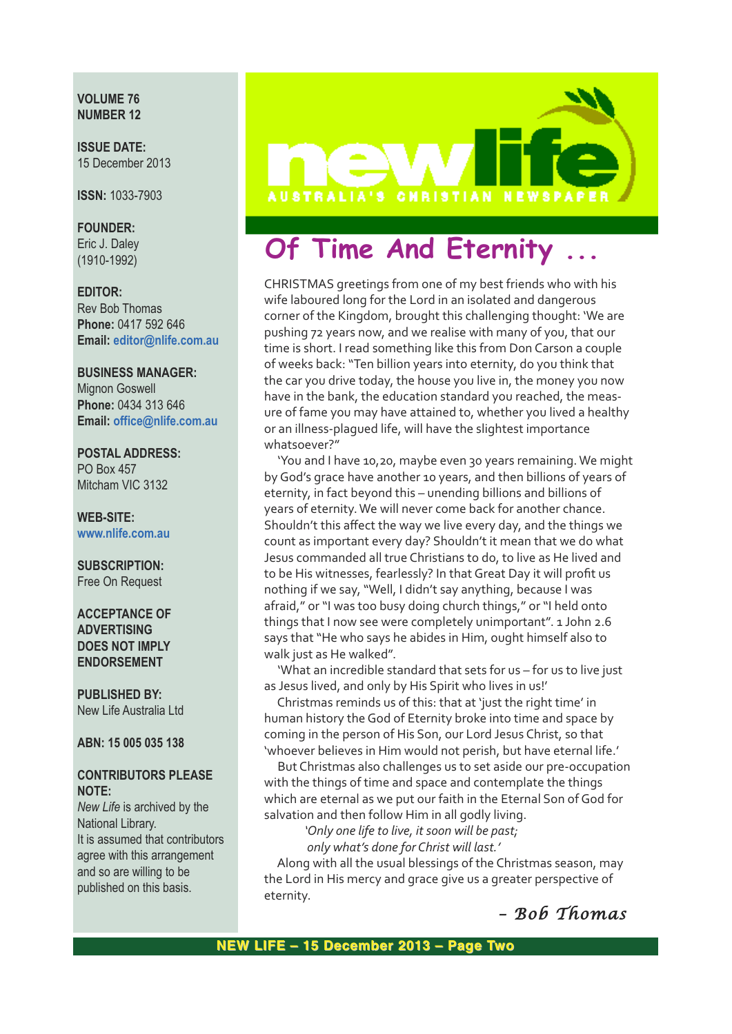**VOLUME 76**
**NUMBER 12**

**ISSUE DATE:**
15 December 2013

**ISSN:** 1033-7903

**FOUNDER:**
Eric J. Daley
(1910-1992)

**EDITOR:**
Rev Bob Thomas
**Phone:** 0417 592 646
**Email:** editor@nlife.com.au

**BUSINESS MANAGER:**
Mignon Goswell
**Phone:** 0434 313 646
**Email:** office@nlife.com.au

**POSTAL ADDRESS:**
PO Box 457
Mitcham VIC 3132

**WEB-SITE:**
www.nlife.com.au

**SUBSCRIPTION:**
Free On Request

**ACCEPTANCE OF ADVERTISING DOES NOT IMPLY ENDORSEMENT**

**PUBLISHED BY:**
New Life Australia Ltd

**ABN: 15 005 035 138**

**CONTRIBUTORS PLEASE NOTE:**
*New Life* is archived by the National Library.
It is assumed that contributors agree with this arrangement and so are willing to be published on this basis.

newlife
AUSTRALIA'S CHRISTIAN NEWSPAPER

# Of Time And Eternity ...

CHRISTMAS greetings from one of my best friends who with his wife laboured long for the Lord in an isolated and dangerous corner of the Kingdom, brought this challenging thought: 'We are pushing 72 years now, and we realise with many of you, that our time is short. I read something like this from Don Carson a couple of weeks back: "Ten billion years into eternity, do you think that the car you drive today, the house you live in, the money you now have in the bank, the education standard you reached, the measure of fame you may have attained to, whether you lived a healthy or an illness-plagued life, will have the slightest importance whatsoever?"

'You and I have 10,20, maybe even 30 years remaining. We might by God's grace have another 10 years, and then billions of years of eternity, in fact beyond this – unending billions and billions of years of eternity. We will never come back for another chance. Shouldn't this affect the way we live every day, and the things we count as important every day? Shouldn't it mean that we do what Jesus commanded all true Christians to do, to live as He lived and to be His witnesses, fearlessly? In that Great Day it will profit us nothing if we say, "Well, I didn't say anything, because I was afraid," or "I was too busy doing church things," or "I held onto things that I now see were completely unimportant". 1 John 2.6 says that "He who says he abides in Him, ought himself also to walk just as He walked".

'What an incredible standard that sets for us – for us to live just as Jesus lived, and only by His Spirit who lives in us!'

Christmas reminds us of this: that at 'just the right time' in human history the God of Eternity broke into time and space by coming in the person of His Son, our Lord Jesus Christ, so that 'whoever believes in Him would not perish, but have eternal life.'

But Christmas also challenges us to set aside our pre-occupation with the things of time and space and contemplate the things which are eternal as we put our faith in the Eternal Son of God for salvation and then follow Him in all godly living.

*'Only one life to live, it soon will be past;*
*only what's done for Christ will last.'*

Along with all the usual blessings of the Christmas season, may the Lord in His mercy and grace give us a greater perspective of eternity.

*– Bob Thomas*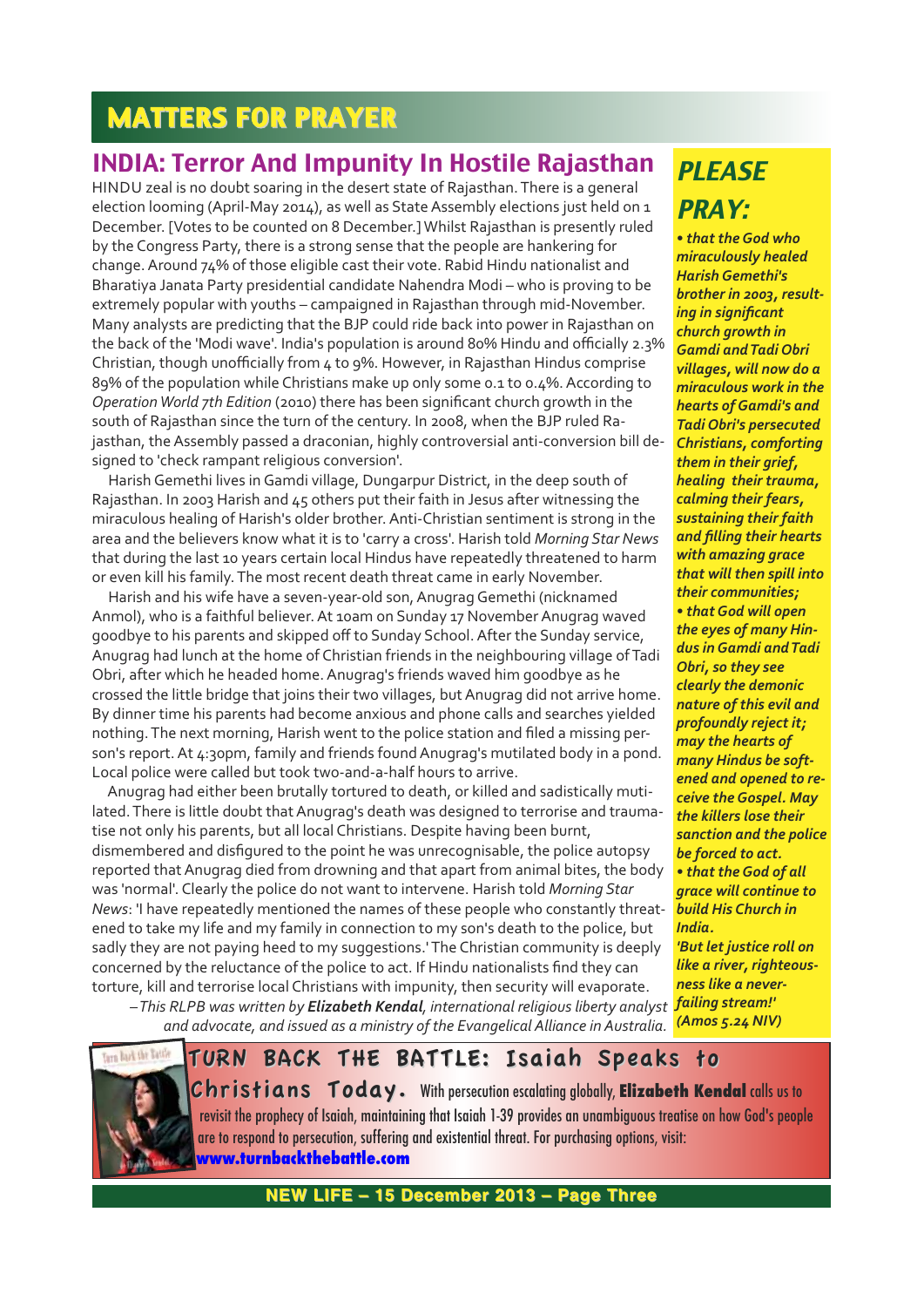# MATTERS FOR PRAYER

## INDIA: Terror And Impunity In Hostile Rajasthan

HINDU zeal is no doubt soaring in the desert state of Rajasthan. There is a general election looming (April-May 2014), as well as State Assembly elections just held on 1 December. [Votes to be counted on 8 December.] Whilst Rajasthan is presently ruled by the Congress Party, there is a strong sense that the people are hankering for change. Around 74% of those eligible cast their vote. Rabid Hindu nationalist and Bharatiya Janata Party presidential candidate Nahendra Modi – who is proving to be extremely popular with youths – campaigned in Rajasthan through mid-November. Many analysts are predicting that the BJP could ride back into power in Rajasthan on the back of the 'Modi wave'. India's population is around 80% Hindu and officially 2.3% Christian, though unofficially from 4 to 9%. However, in Rajasthan Hindus comprise 89% of the population while Christians make up only some 0.1 to 0.4%. According to *Operation World 7th Edition* (2010) there has been significant church growth in the south of Rajasthan since the turn of the century. In 2008, when the BJP ruled Rajasthan, the Assembly passed a draconian, highly controversial anti-conversion bill designed to 'check rampant religious conversion'.

Harish Gemethi lives in Gamdi village, Dungarpur District, in the deep south of Rajasthan. In 2003 Harish and 45 others put their faith in Jesus after witnessing the miraculous healing of Harish's older brother. Anti-Christian sentiment is strong in the area and the believers know what it is to 'carry a cross'. Harish told *Morning Star News* that during the last 10 years certain local Hindus have repeatedly threatened to harm or even kill his family. The most recent death threat came in early November.

Harish and his wife have a seven-year-old son, Anugrag Gemethi (nicknamed Anmol), who is a faithful believer. At 10am on Sunday 17 November Anugrag waved goodbye to his parents and skipped off to Sunday School. After the Sunday service, Anugrag had lunch at the home of Christian friends in the neighbouring village of Tadi Obri, after which he headed home. Anugrag's friends waved him goodbye as he crossed the little bridge that joins their two villages, but Anugrag did not arrive home. By dinner time his parents had become anxious and phone calls and searches yielded nothing. The next morning, Harish went to the police station and filed a missing person's report. At 4:30pm, family and friends found Anugrag's mutilated body in a pond. Local police were called but took two-and-a-half hours to arrive.

Anugrag had either been brutally tortured to death, or killed and sadistically mutilated. There is little doubt that Anugrag's death was designed to terrorise and traumatise not only his parents, but all local Christians. Despite having been burnt, dismembered and disfigured to the point he was unrecognisable, the police autopsy reported that Anugrag died from drowning and that apart from animal bites, the body was 'normal'. Clearly the police do not want to intervene. Harish told *Morning Star News*: 'I have repeatedly mentioned the names of these people who constantly threatened to take my life and my family in connection to my son's death to the police, but sadly they are not paying heed to my suggestions.' The Christian community is deeply concerned by the reluctance of the police to act. If Hindu nationalists find they can torture, kill and terrorise local Christians with impunity, then security will evaporate.

*–This RLPB was written by **Elizabeth Kendal**, international religious liberty analyst and advocate, and issued as a ministry of the Evangelical Alliance in Australia.*

### PLEASE PRAY:

***• that the God who miraculously healed Harish Gemethi's brother in 2003, resulting in significant church growth in Gamdi and Tadi Obri villages, will now do a miraculous work in the hearts of Gamdi's and Tadi Obri's persecuted Christians, comforting them in their grief, healing their trauma, calming their fears, sustaining their faith and filling their hearts with amazing grace that will then spill into their communities;***

***• that God will open the eyes of many Hindus in Gamdi and Tadi Obri, so they see clearly the demonic nature of this evil and profoundly reject it; may the hearts of many Hindus be softened and opened to receive the Gospel. May the killers lose their sanction and the police be forced to act.***

***• that the God of all grace will continue to build His Church in India.***

***'But let justice roll on like a river, righteousness like a never-failing stream!' (Amos 5.24 NIV)***

**TURN BACK THE BATTLE: Isaiah Speaks to Christians Today.** With persecution escalating globally, **Elizabeth Kendal** calls us to revisit the prophecy of Isaiah, maintaining that Isaiah 1-39 provides an unambiguous treatise on how God's people are to respond to persecution, suffering and existential threat. For purchasing options, visit: **www.turnbackthebattle.com**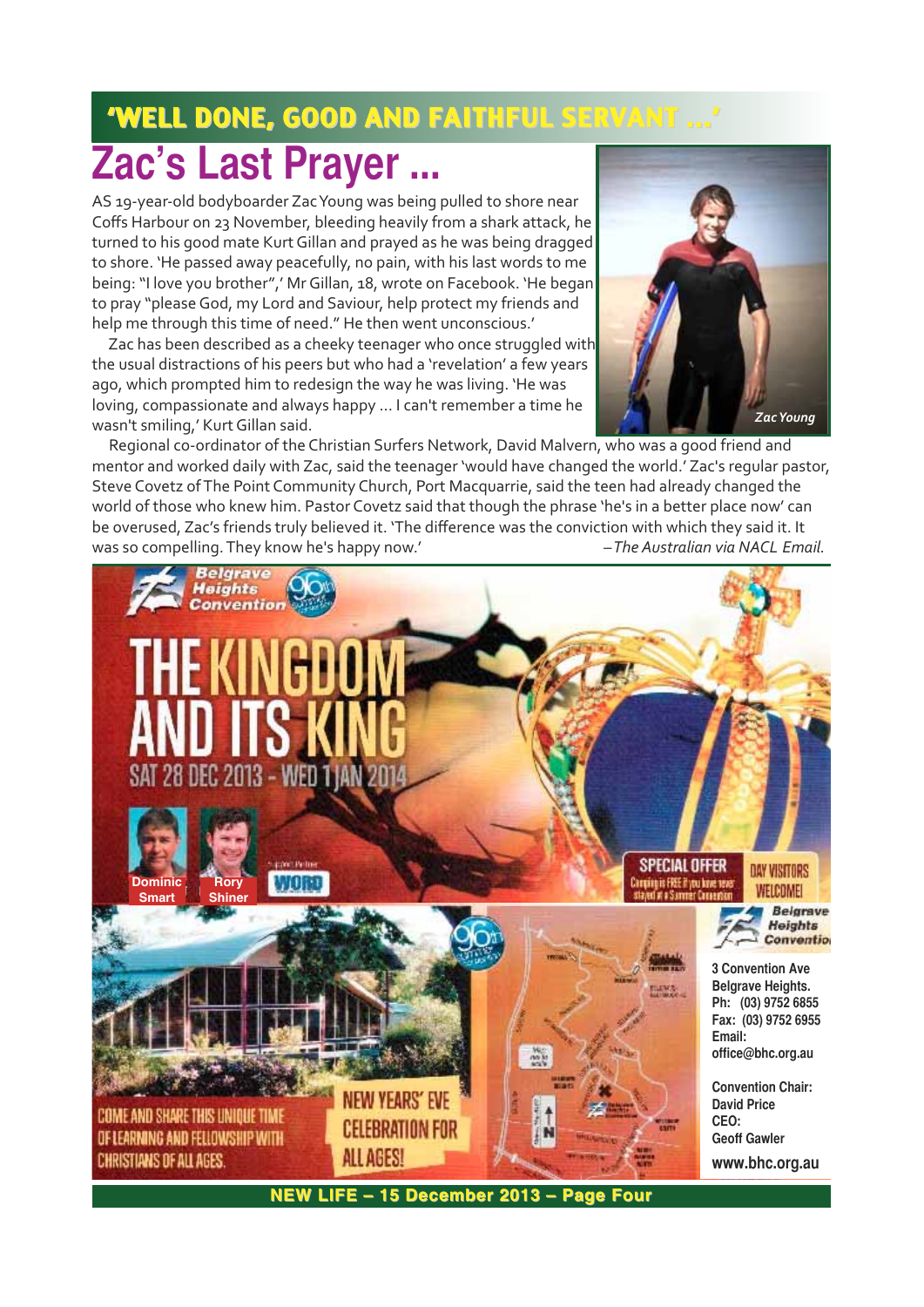## 'WELL DONE, GOOD AND FAITHFUL SERVANT ...'

# Zac's Last Prayer ...

AS 19-year-old bodyboarder Zac Young was being pulled to shore near Coffs Harbour on 23 November, bleeding heavily from a shark attack, he turned to his good mate Kurt Gillan and prayed as he was being dragged to shore. 'He passed away peacefully, no pain, with his last words to me being: "I love you brother",' Mr Gillan, 18, wrote on Facebook. 'He began to pray "please God, my Lord and Saviour, help protect my friends and help me through this time of need." He then went unconscious.'

Zac has been described as a cheeky teenager who once struggled with the usual distractions of his peers but who had a 'revelation' a few years ago, which prompted him to redesign the way he was living. 'He was loving, compassionate and always happy ... I can't remember a time he wasn't smiling,' Kurt Gillan said.

*Zac Young*

Regional co-ordinator of the Christian Surfers Network, David Malvern, who was a good friend and mentor and worked daily with Zac, said the teenager 'would have changed the world.' Zac's regular pastor, Steve Covetz of The Point Community Church, Port Macquarrie, said the teen had already changed the world of those who knew him. Pastor Covetz said that though the phrase 'he's in a better place now' can be overused, Zac's friends truly believed it. 'The difference was the conviction with which they said it. It was so compelling. They know he's happy now.'

*–The Australian via NACL Email.*

---

Belgrave Heights Convention 96th

# THE KINGDOM AND ITS KING

SAT 28 DEC 2013 - WED 1 JAN 2014

Dominic Smart | Rory Shiner

WORD

SPECIAL OFFER — Camping is FREE if you have never stayed at a Summer Convention

DAY VISITORS WELCOME!

COME AND SHARE THIS UNIQUE TIME OF LEARNING AND FELLOWSHIP WITH CHRISTIANS OF ALL AGES.

NEW YEARS' EVE CELEBRATION FOR ALL AGES!

Belgrave Heights Convention
3 Convention Ave
Belgrave Heights.
Ph: (03) 9752 6855
Fax: (03) 9752 6955
Email:
office@bhc.org.au

Convention Chair:
David Price
CEO:
Geoff Gawler

www.bhc.org.au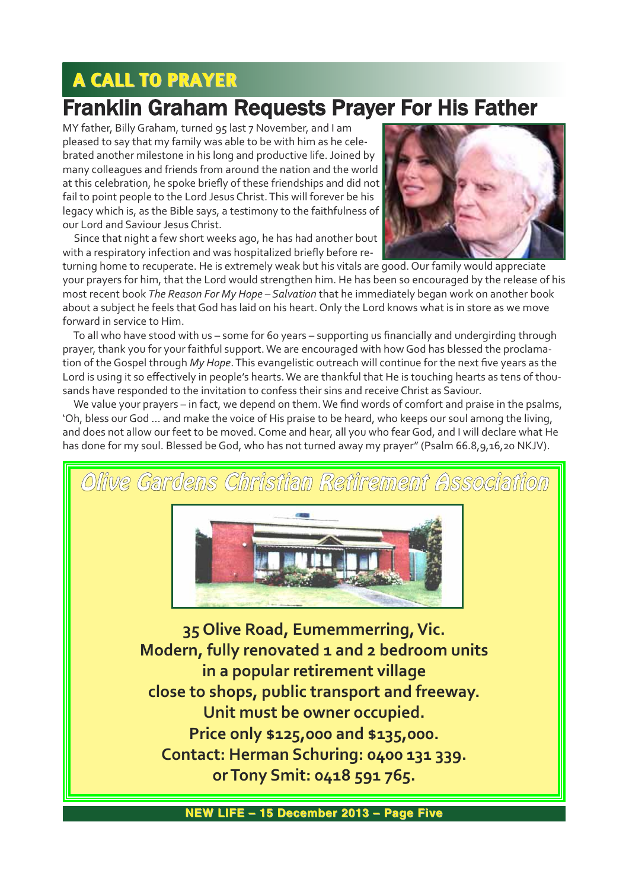## A CALL TO PRAYER

# Franklin Graham Requests Prayer For His Father

MY father, Billy Graham, turned 95 last 7 November, and I am pleased to say that my family was able to be with him as he celebrated another milestone in his long and productive life. Joined by many colleagues and friends from around the nation and the world at this celebration, he spoke briefly of these friendships and did not fail to point people to the Lord Jesus Christ. This will forever be his legacy which is, as the Bible says, a testimony to the faithfulness of our Lord and Saviour Jesus Christ.

Since that night a few short weeks ago, he has had another bout with a respiratory infection and was hospitalized briefly before returning home to recuperate. He is extremely weak but his vitals are good. Our family would appreciate your prayers for him, that the Lord would strengthen him. He has been so encouraged by the release of his most recent book *The Reason For My Hope – Salvation* that he immediately began work on another book about a subject he feels that God has laid on his heart. Only the Lord knows what is in store as we move forward in service to Him.

To all who have stood with us – some for 60 years – supporting us financially and undergirding through prayer, thank you for your faithful support. We are encouraged with how God has blessed the proclamation of the Gospel through *My Hope*. This evangelistic outreach will continue for the next five years as the Lord is using it so effectively in people's hearts. We are thankful that He is touching hearts as tens of thousands have responded to the invitation to confess their sins and receive Christ as Saviour.

We value your prayers – in fact, we depend on them. We find words of comfort and praise in the psalms, 'Oh, bless our God … and make the voice of His praise to be heard, who keeps our soul among the living, and does not allow our feet to be moved. Come and hear, all you who fear God, and I will declare what He has done for my soul. Blessed be God, who has not turned away my prayer" (Psalm 66.8,9,16,20 NKJV).

## Olive Gardens Christian Retirement Association

**35 Olive Road, Eumemmerring, Vic.**
**Modern, fully renovated 1 and 2 bedroom units in a popular retirement village close to shops, public transport and freeway.**
**Unit must be owner occupied.**
**Price only $125,000 and $135,000.**
**Contact: Herman Schuring: 0400 131 339.**
**or Tony Smit: 0418 591 765.**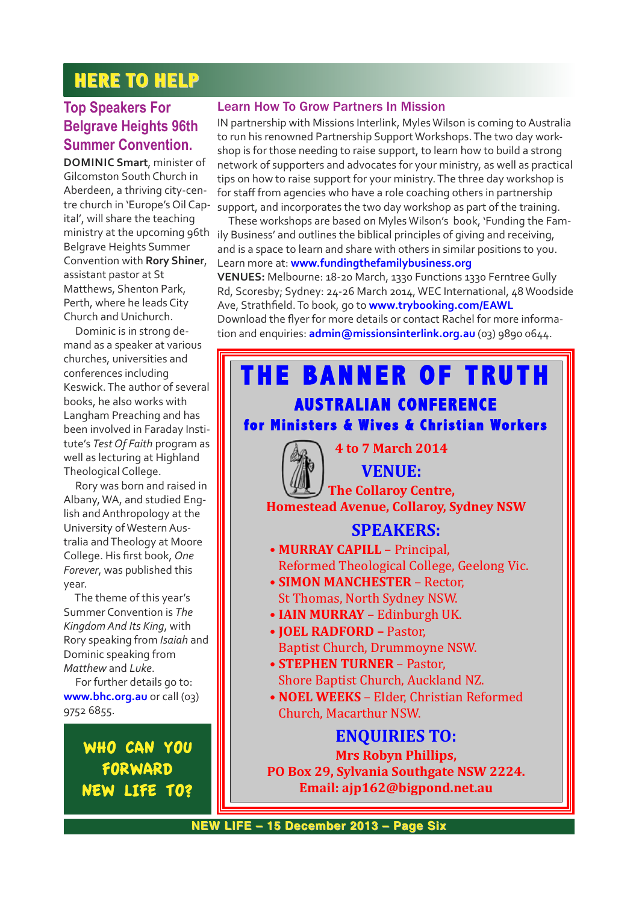# HERE TO HELP

## Top Speakers For Belgrave Heights 96th Summer Convention.

**DOMINIC Smart**, minister of Gilcomston South Church in Aberdeen, a thriving city-centre church in 'Europe's Oil Capital', will share the teaching ministry at the upcoming 96th Belgrave Heights Summer Convention with **Rory Shiner**, assistant pastor at St Matthews, Shenton Park, Perth, where he leads City Church and Unichurch.

Dominic is in strong demand as a speaker at various churches, universities and conferences including Keswick. The author of several books, he also works with Langham Preaching and has been involved in Faraday Institute's *Test Of Faith* program as well as lecturing at Highland Theological College.

Rory was born and raised in Albany, WA, and studied English and Anthropology at the University of Western Australia and Theology at Moore College. His first book, *One Forever*, was published this year.

The theme of this year's Summer Convention is *The Kingdom And Its King*, with Rory speaking from *Isaiah* and Dominic speaking from *Matthew* and *Luke*.

For further details go to: **www.bhc.org.au** or call (03) 9752 6855.

**WHO CAN YOU FORWARD NEW LIFE TO?**

## Learn How To Grow Partners In Mission

IN partnership with Missions Interlink, Myles Wilson is coming to Australia to run his renowned Partnership Support Workshops. The two day workshop is for those needing to raise support, to learn how to build a strong network of supporters and advocates for your ministry, as well as practical tips on how to raise support for your ministry. The three day workshop is for staff from agencies who have a role coaching others in partnership support, and incorporates the two day workshop as part of the training.

These workshops are based on Myles Wilson's book, 'Funding the Family Business' and outlines the biblical principles of giving and receiving, and is a space to learn and share with others in similar positions to you. Learn more at: **www.fundingthefamilybusiness.org**

**VENUES:** Melbourne: 18-20 March, 1330 Functions 1330 Ferntree Gully Rd, Scoresby; Sydney: 24-26 March 2014, WEC International, 48 Woodside Ave, Strathfield. To book, go to **www.trybooking.com/EAWL**

Download the flyer for more details or contact Rachel for more information and enquiries: **admin@missionsinterlink.org.au** (03) 9890 0644.

# THE BANNER OF TRUTH

## AUSTRALIAN CONFERENCE

### for Ministers & Wives & Christian Workers

**4 to 7 March 2014**

**VENUE:**

**The Collaroy Centre,**
**Homestead Avenue, Collaroy, Sydney NSW**

**SPEAKERS:**

- **MURRAY CAPILL** – Principal, Reformed Theological College, Geelong Vic.
- **SIMON MANCHESTER** – Rector, St Thomas, North Sydney NSW.
- **IAIN MURRAY** – Edinburgh UK.
- **JOEL RADFORD** – Pastor, Baptist Church, Drummoyne NSW.
- **STEPHEN TURNER** – Pastor, Shore Baptist Church, Auckland NZ.
- **NOEL WEEKS** – Elder, Christian Reformed Church, Macarthur NSW.

**ENQUIRIES TO:**

**Mrs Robyn Phillips,**
**PO Box 29, Sylvania Southgate NSW 2224.**
**Email: ajp162@bigpond.net.au**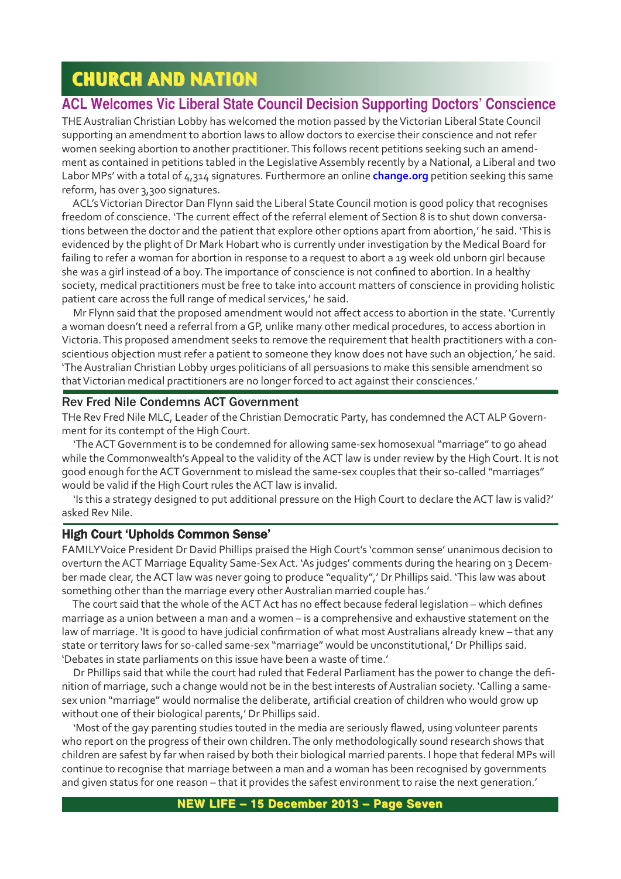# CHURCH AND NATION

## ACL Welcomes Vic Liberal State Council Decision Supporting Doctors' Conscience

THE Australian Christian Lobby has welcomed the motion passed by the Victorian Liberal State Council supporting an amendment to abortion laws to allow doctors to exercise their conscience and not refer women seeking abortion to another practitioner. This follows recent petitions seeking such an amendment as contained in petitions tabled in the Legislative Assembly recently by a National, a Liberal and two Labor MPs' with a total of 4,314 signatures. Furthermore an online **change.org** petition seeking this same reform, has over 3,300 signatures.

ACL's Victorian Director Dan Flynn said the Liberal State Council motion is good policy that recognises freedom of conscience. 'The current effect of the referral element of Section 8 is to shut down conversations between the doctor and the patient that explore other options apart from abortion,' he said. 'This is evidenced by the plight of Dr Mark Hobart who is currently under investigation by the Medical Board for failing to refer a woman for abortion in response to a request to abort a 19 week old unborn girl because she was a girl instead of a boy. The importance of conscience is not confined to abortion. In a healthy society, medical practitioners must be free to take into account matters of conscience in providing holistic patient care across the full range of medical services,' he said.

Mr Flynn said that the proposed amendment would not affect access to abortion in the state. 'Currently a woman doesn't need a referral from a GP, unlike many other medical procedures, to access abortion in Victoria. This proposed amendment seeks to remove the requirement that health practitioners with a conscientious objection must refer a patient to someone they know does not have such an objection,' he said. 'The Australian Christian Lobby urges politicians of all persuasions to make this sensible amendment so that Victorian medical practitioners are no longer forced to act against their consciences.'

### Rev Fred Nile Condemns ACT Government

THe Rev Fred Nile MLC, Leader of the Christian Democratic Party, has condemned the ACT ALP Government for its contempt of the High Court.

'The ACT Government is to be condemned for allowing same-sex homosexual "marriage" to go ahead while the Commonwealth's Appeal to the validity of the ACT law is under review by the High Court. It is not good enough for the ACT Government to mislead the same-sex couples that their so-called "marriages" would be valid if the High Court rules the ACT law is invalid.

'Is this a strategy designed to put additional pressure on the High Court to declare the ACT law is valid?' asked Rev Nile.

### High Court 'Upholds Common Sense'

FAMILYVoice President Dr David Phillips praised the High Court's 'common sense' unanimous decision to overturn the ACT Marriage Equality Same-Sex Act. 'As judges' comments during the hearing on 3 December made clear, the ACT law was never going to produce "equality",' Dr Phillips said. 'This law was about something other than the marriage every other Australian married couple has.'

The court said that the whole of the ACT Act has no effect because federal legislation – which defines marriage as a union between a man and a women – is a comprehensive and exhaustive statement on the law of marriage. 'It is good to have judicial confirmation of what most Australians already knew – that any state or territory laws for so-called same-sex "marriage" would be unconstitutional,' Dr Phillips said. 'Debates in state parliaments on this issue have been a waste of time.'

Dr Phillips said that while the court had ruled that Federal Parliament has the power to change the definition of marriage, such a change would not be in the best interests of Australian society. 'Calling a same-sex union "marriage" would normalise the deliberate, artificial creation of children who would grow up without one of their biological parents,' Dr Phillips said.

'Most of the gay parenting studies touted in the media are seriously flawed, using volunteer parents who report on the progress of their own children. The only methodologically sound research shows that children are safest by far when raised by both their biological married parents. I hope that federal MPs will continue to recognise that marriage between a man and a woman has been recognised by governments and given status for one reason – that it provides the safest environment to raise the next generation.'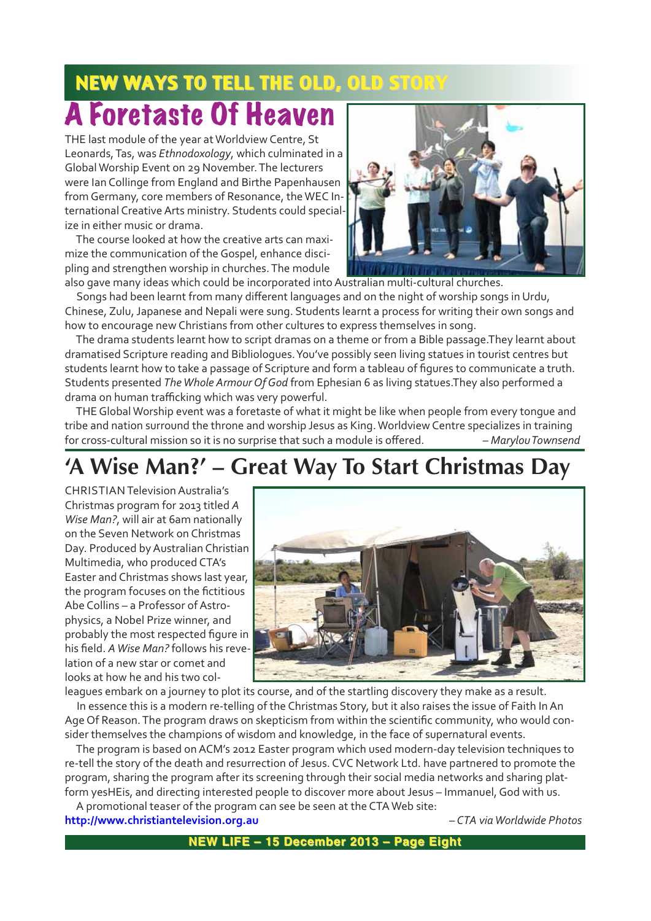## NEW WAYS TO TELL THE OLD, OLD STORY

# A Foretaste Of Heaven

THE last module of the year at Worldview Centre, St Leonards, Tas, was *Ethnodoxology*, which culminated in a Global Worship Event on 29 November. The lecturers were Ian Collinge from England and Birthe Papenhausen from Germany, core members of Resonance, the WEC International Creative Arts ministry. Students could specialize in either music or drama.

The course looked at how the creative arts can maximize the communication of the Gospel, enhance discipling and strengthen worship in churches. The module also gave many ideas which could be incorporated into Australian multi-cultural churches.

Songs had been learnt from many different languages and on the night of worship songs in Urdu, Chinese, Zulu, Japanese and Nepali were sung. Students learnt a process for writing their own songs and how to encourage new Christians from other cultures to express themselves in song.

The drama students learnt how to script dramas on a theme or from a Bible passage.They learnt about dramatised Scripture reading and Bibliologues. You've possibly seen living statues in tourist centres but students learnt how to take a passage of Scripture and form a tableau of figures to communicate a truth. Students presented *The Whole Armour Of God* from Ephesian 6 as living statues.They also performed a drama on human trafficking which was very powerful.

THE Global Worship event was a foretaste of what it might be like when people from every tongue and tribe and nation surround the throne and worship Jesus as King. Worldview Centre specializes in training for cross-cultural mission so it is no surprise that such a module is offered. *– Marylou Townsend*

# 'A Wise Man?' – Great Way To Start Christmas Day

CHRISTIAN Television Australia's Christmas program for 2013 titled *A Wise Man?*, will air at 6am nationally on the Seven Network on Christmas Day. Produced by Australian Christian Multimedia, who produced CTA's Easter and Christmas shows last year, the program focuses on the fictitious Abe Collins – a Professor of Astrophysics, a Nobel Prize winner, and probably the most respected figure in his field. *A Wise Man?* follows his revelation of a new star or comet and looks at how he and his two colleagues embark on a journey to plot its course, and of the startling discovery they make as a result.

In essence this is a modern re-telling of the Christmas Story, but it also raises the issue of Faith In An Age Of Reason. The program draws on skepticism from within the scientific community, who would consider themselves the champions of wisdom and knowledge, in the face of supernatural events.

The program is based on ACM's 2012 Easter program which used modern-day television techniques to re-tell the story of the death and resurrection of Jesus. CVC Network Ltd. have partnered to promote the program, sharing the program after its screening through their social media networks and sharing platform yesHEis, and directing interested people to discover more about Jesus – Immanuel, God with us.

A promotional teaser of the program can see be seen at the CTA Web site:
**http://www.christiantelevision.org.au** *– CTA via Worldwide Photos*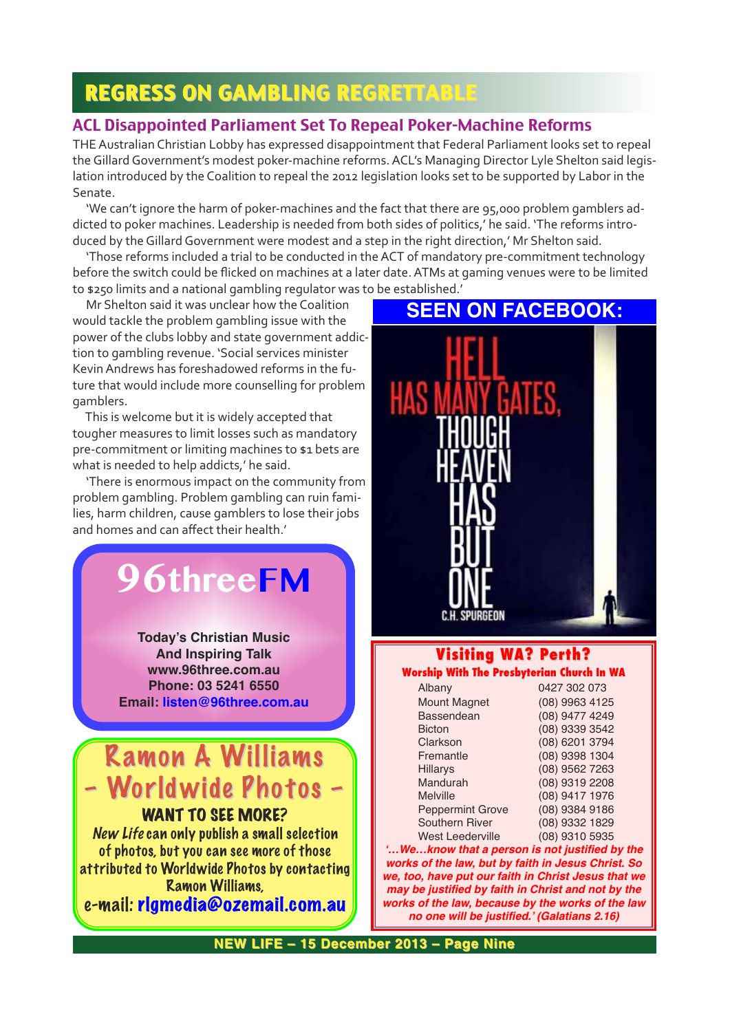# REGRESS ON GAMBLING REGRETTABLE

## ACL Disappointed Parliament Set To Repeal Poker-Machine Reforms

THE Australian Christian Lobby has expressed disappointment that Federal Parliament looks set to repeal the Gillard Government's modest poker-machine reforms. ACL's Managing Director Lyle Shelton said legislation introduced by the Coalition to repeal the 2012 legislation looks set to be supported by Labor in the Senate.

'We can't ignore the harm of poker-machines and the fact that there are 95,000 problem gamblers addicted to poker machines. Leadership is needed from both sides of politics,' he said. 'The reforms introduced by the Gillard Government were modest and a step in the right direction,' Mr Shelton said.

'Those reforms included a trial to be conducted in the ACT of mandatory pre-commitment technology before the switch could be flicked on machines at a later date. ATMs at gaming venues were to be limited to $250 limits and a national gambling regulator was to be established.'

Mr Shelton said it was unclear how the Coalition would tackle the problem gambling issue with the power of the clubs lobby and state government addiction to gambling revenue. 'Social services minister Kevin Andrews has foreshadowed reforms in the future that would include more counselling for problem gamblers.

This is welcome but it is widely accepted that tougher measures to limit losses such as mandatory pre-commitment or limiting machines to $1 bets are what is needed to help addicts,' he said.

'There is enormous impact on the community from problem gambling. Problem gambling can ruin families, harm children, cause gamblers to lose their jobs and homes and can affect their health.'

**96threeFM**

**Today's Christian Music**
**And Inspiring Talk**
**www.96three.com.au**
**Phone: 03 5241 6550**
**Email: listen@96three.com.au**

**Ramon A Williams**
**– Worldwide Photos –**

**WANT TO SEE MORE?**

*New Life* can only publish a small selection of photos, but you can see more of those attributed to Worldwide Photos by contacting Ramon Williams,
e-mail: **rlgmedia@ozemail.com.au**

**SEEN ON FACEBOOK:**

HELL HAS MANY GATES, THOUGH HEAVEN HAS BUT ONE
C.H. SPURGEON

**Visiting WA? Perth?**

**Worship With The Presbyterian Church In WA**

| | |
|---|---|
| Albany | 0427 302 073 |
| Mount Magnet | (08) 9963 4125 |
| Bassendean | (08) 9477 4249 |
| Bicton | (08) 9339 3542 |
| Clarkson | (08) 6201 3794 |
| Fremantle | (08) 9398 1304 |
| Hillarys | (08) 9562 7263 |
| Mandurah | (08) 9319 2208 |
| Melville | (08) 9417 1976 |
| Peppermint Grove | (08) 9384 9186 |
| Southern River | (08) 9332 1829 |
| West Leederville | (08) 9310 5935 |

***'...We...know that a person is not justified by the works of the law, but by faith in Jesus Christ. So we, too, have put our faith in Christ Jesus that we may be justified by faith in Christ and not by the works of the law, because by the works of the law no one will be justified.' (Galatians 2.16)***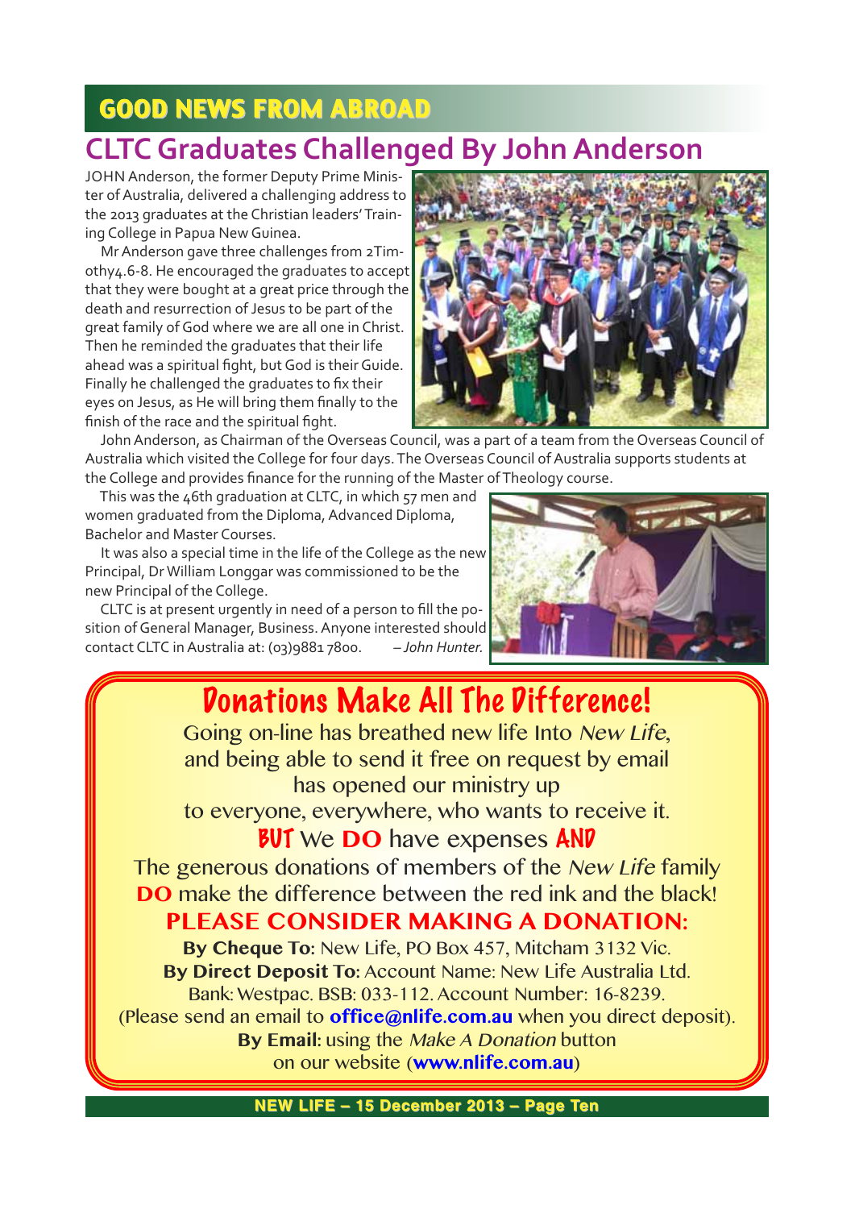## GOOD NEWS FROM ABROAD

# CLTC Graduates Challenged By John Anderson

JOHN Anderson, the former Deputy Prime Minister of Australia, delivered a challenging address to the 2013 graduates at the Christian leaders' Training College in Papua New Guinea.

Mr Anderson gave three challenges from 2Timothy4.6-8. He encouraged the graduates to accept that they were bought at a great price through the death and resurrection of Jesus to be part of the great family of God where we are all one in Christ. Then he reminded the graduates that their life ahead was a spiritual fight, but God is their Guide. Finally he challenged the graduates to fix their eyes on Jesus, as He will bring them finally to the finish of the race and the spiritual fight.

John Anderson, as Chairman of the Overseas Council, was a part of a team from the Overseas Council of Australia which visited the College for four days. The Overseas Council of Australia supports students at the College and provides finance for the running of the Master of Theology course.

This was the 46th graduation at CLTC, in which 57 men and women graduated from the Diploma, Advanced Diploma, Bachelor and Master Courses.

It was also a special time in the life of the College as the new Principal, Dr William Longgar was commissioned to be the new Principal of the College.

CLTC is at present urgently in need of a person to fill the position of General Manager, Business. Anyone interested should contact CLTC in Australia at: (03)9881 7800. *– John Hunter.*

## Donations Make All The Difference!

Going on-line has breathed new life Into *New Life*, and being able to send it free on request by email has opened our ministry up to everyone, everywhere, who wants to receive it.

**BUT** We **DO** have expenses **AND**

The generous donations of members of the *New Life* family **DO** make the difference between the red ink and the black!

**PLEASE CONSIDER MAKING A DONATION:**

**By Cheque To:** New Life, PO Box 457, Mitcham 3132 Vic.

**By Direct Deposit To:** Account Name: New Life Australia Ltd. Bank: Westpac. BSB: 033-112. Account Number: 16-8239.

(Please send an email to **office@nlife.com.au** when you direct deposit).

**By Email:** using the *Make A Donation* button on our website (**www.nlife.com.au**)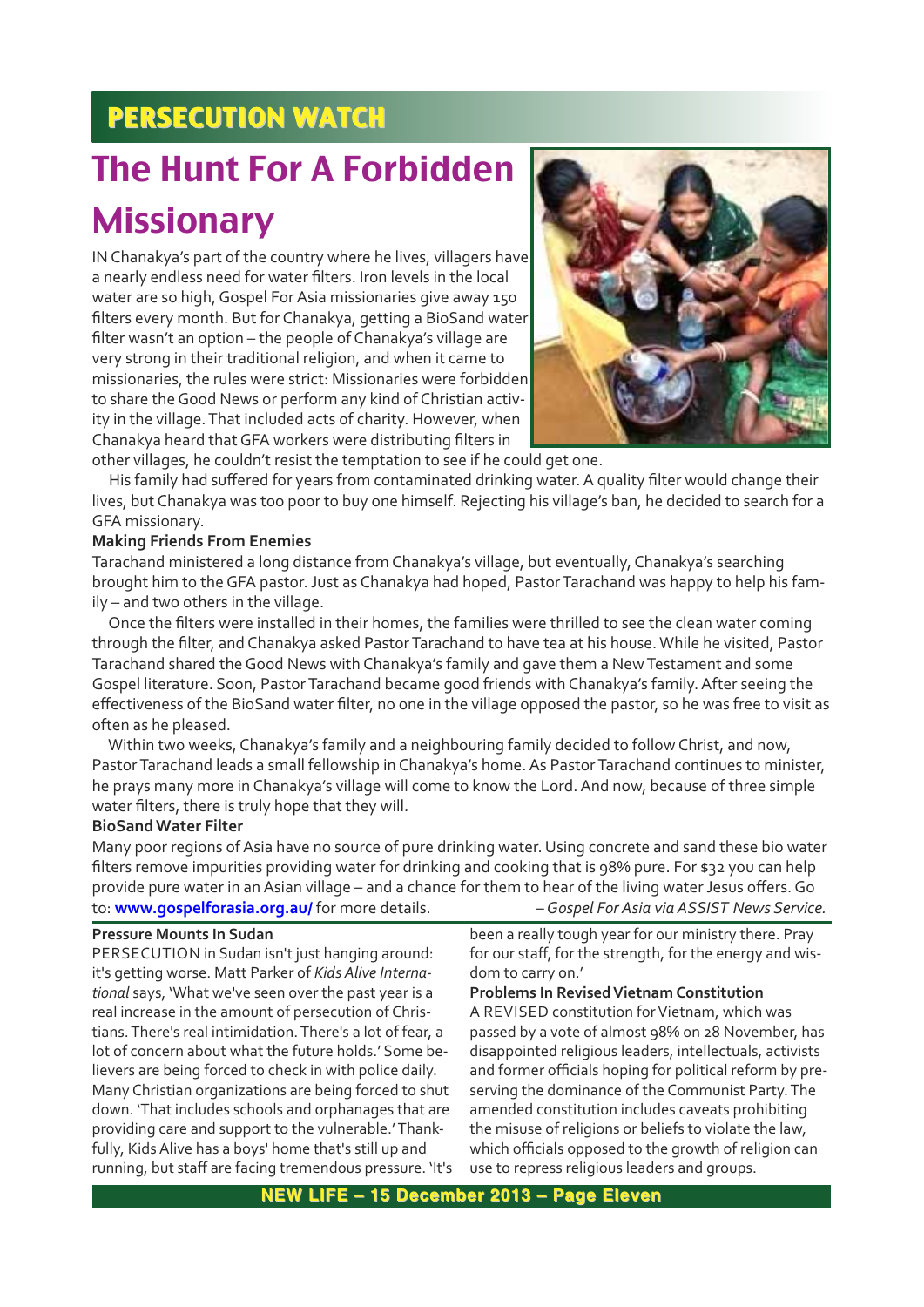## PERSECUTION WATCH

# The Hunt For A Forbidden Missionary

IN Chanakya's part of the country where he lives, villagers have a nearly endless need for water filters. Iron levels in the local water are so high, Gospel For Asia missionaries give away 150 filters every month. But for Chanakya, getting a BioSand water filter wasn't an option – the people of Chanakya's village are very strong in their traditional religion, and when it came to missionaries, the rules were strict: Missionaries were forbidden to share the Good News or perform any kind of Christian activity in the village. That included acts of charity. However, when Chanakya heard that GFA workers were distributing filters in other villages, he couldn't resist the temptation to see if he could get one.

His family had suffered for years from contaminated drinking water. A quality filter would change their lives, but Chanakya was too poor to buy one himself. Rejecting his village's ban, he decided to search for a GFA missionary.

**Making Friends From Enemies**

Tarachand ministered a long distance from Chanakya's village, but eventually, Chanakya's searching brought him to the GFA pastor. Just as Chanakya had hoped, Pastor Tarachand was happy to help his family – and two others in the village.

Once the filters were installed in their homes, the families were thrilled to see the clean water coming through the filter, and Chanakya asked Pastor Tarachand to have tea at his house. While he visited, Pastor Tarachand shared the Good News with Chanakya's family and gave them a New Testament and some Gospel literature. Soon, Pastor Tarachand became good friends with Chanakya's family. After seeing the effectiveness of the BioSand water filter, no one in the village opposed the pastor, so he was free to visit as often as he pleased.

Within two weeks, Chanakya's family and a neighbouring family decided to follow Christ, and now, Pastor Tarachand leads a small fellowship in Chanakya's home. As Pastor Tarachand continues to minister, he prays many more in Chanakya's village will come to know the Lord. And now, because of three simple water filters, there is truly hope that they will.

**BioSand Water Filter**

Many poor regions of Asia have no source of pure drinking water. Using concrete and sand these bio water filters remove impurities providing water for drinking and cooking that is 98% pure. For $32 you can help provide pure water in an Asian village – and a chance for them to hear of the living water Jesus offers. Go to: **www.gospelforasia.org.au/** for more details.

*– Gospel For Asia via ASSIST News Service.*

**Pressure Mounts In Sudan**

PERSECUTION in Sudan isn't just hanging around: it's getting worse. Matt Parker of *Kids Alive International* says, 'What we've seen over the past year is a real increase in the amount of persecution of Christians. There's real intimidation. There's a lot of fear, a lot of concern about what the future holds.' Some believers are being forced to check in with police daily. Many Christian organizations are being forced to shut down. 'That includes schools and orphanages that are providing care and support to the vulnerable.' Thankfully, Kids Alive has a boys' home that's still up and running, but staff are facing tremendous pressure. 'It's been a really tough year for our ministry there. Pray for our staff, for the strength, for the energy and wisdom to carry on.'

**Problems In Revised Vietnam Constitution**

A REVISED constitution for Vietnam, which was passed by a vote of almost 98% on 28 November, has disappointed religious leaders, intellectuals, activists and former officials hoping for political reform by preserving the dominance of the Communist Party. The amended constitution includes caveats prohibiting the misuse of religions or beliefs to violate the law, which officials opposed to the growth of religion can use to repress religious leaders and groups.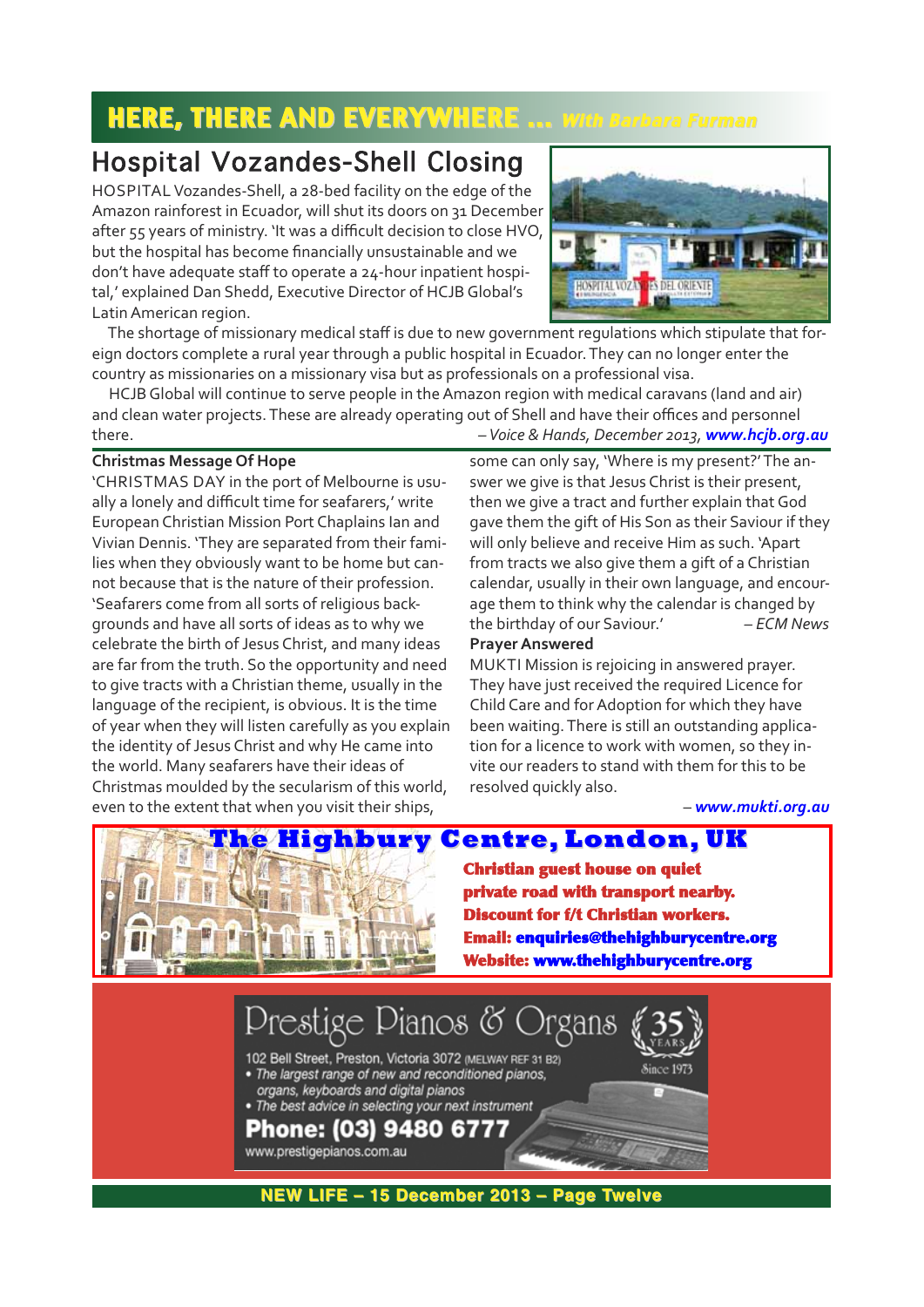## HERE, THERE AND EVERYWHERE ... *With Barbara Furman*

# Hospital Vozandes-Shell Closing

HOSPITAL Vozandes-Shell, a 28-bed facility on the edge of the Amazon rainforest in Ecuador, will shut its doors on 31 December after 55 years of ministry. 'It was a difficult decision to close HVO, but the hospital has become financially unsustainable and we don't have adequate staff to operate a 24-hour inpatient hospital,' explained Dan Shedd, Executive Director of HCJB Global's Latin American region.

The shortage of missionary medical staff is due to new government regulations which stipulate that foreign doctors complete a rural year through a public hospital in Ecuador. They can no longer enter the country as missionaries on a missionary visa but as professionals on a professional visa.

HCJB Global will continue to serve people in the Amazon region with medical caravans (land and air) and clean water projects. These are already operating out of Shell and have their offices and personnel there. – *Voice & Hands, December 2013*, ***www.hcjb.org.au***

### Christmas Message Of Hope

'CHRISTMAS DAY in the port of Melbourne is usually a lonely and difficult time for seafarers,' write European Christian Mission Port Chaplains Ian and Vivian Dennis. 'They are separated from their families when they obviously want to be home but cannot because that is the nature of their profession. 'Seafarers come from all sorts of religious backgrounds and have all sorts of ideas as to why we celebrate the birth of Jesus Christ, and many ideas are far from the truth. So the opportunity and need to give tracts with a Christian theme, usually in the language of the recipient, is obvious. It is the time of year when they will listen carefully as you explain the identity of Jesus Christ and why He came into the world. Many seafarers have their ideas of Christmas moulded by the secularism of this world, even to the extent that when you visit their ships, some can only say, 'Where is my present?' The answer we give is that Jesus Christ is their present, then we give a tract and further explain that God gave them the gift of His Son as their Saviour if they will only believe and receive Him as such. 'Apart from tracts we also give them a gift of a Christian calendar, usually in their own language, and encourage them to think why the calendar is changed by the birthday of our Saviour.' – *ECM News*

### Prayer Answered

MUKTI Mission is rejoicing in answered prayer. They have just received the required Licence for Child Care and for Adoption for which they have been waiting. There is still an outstanding application for a licence to work with women, so they invite our readers to stand with them for this to be resolved quickly also.

– ***www.mukti.org.au***

**The Highbury Centre, London, UK**

**Christian guest house on quiet private road with transport nearby.**
**Discount for f/t Christian workers.**
**Email: enquiries@thehighburycentre.org**
**Website: www.thehighburycentre.org**

**Prestige Pianos & Organs** — 35 Years, Since 1973

102 Bell Street, Preston, Victoria 3072 (MELWAY REF 31 B2)

- *The largest range of new and reconditioned pianos, organs, keyboards and digital pianos*
- *The best advice in selecting your next instrument*

**Phone: (03) 9480 6777**

www.prestigepianos.com.au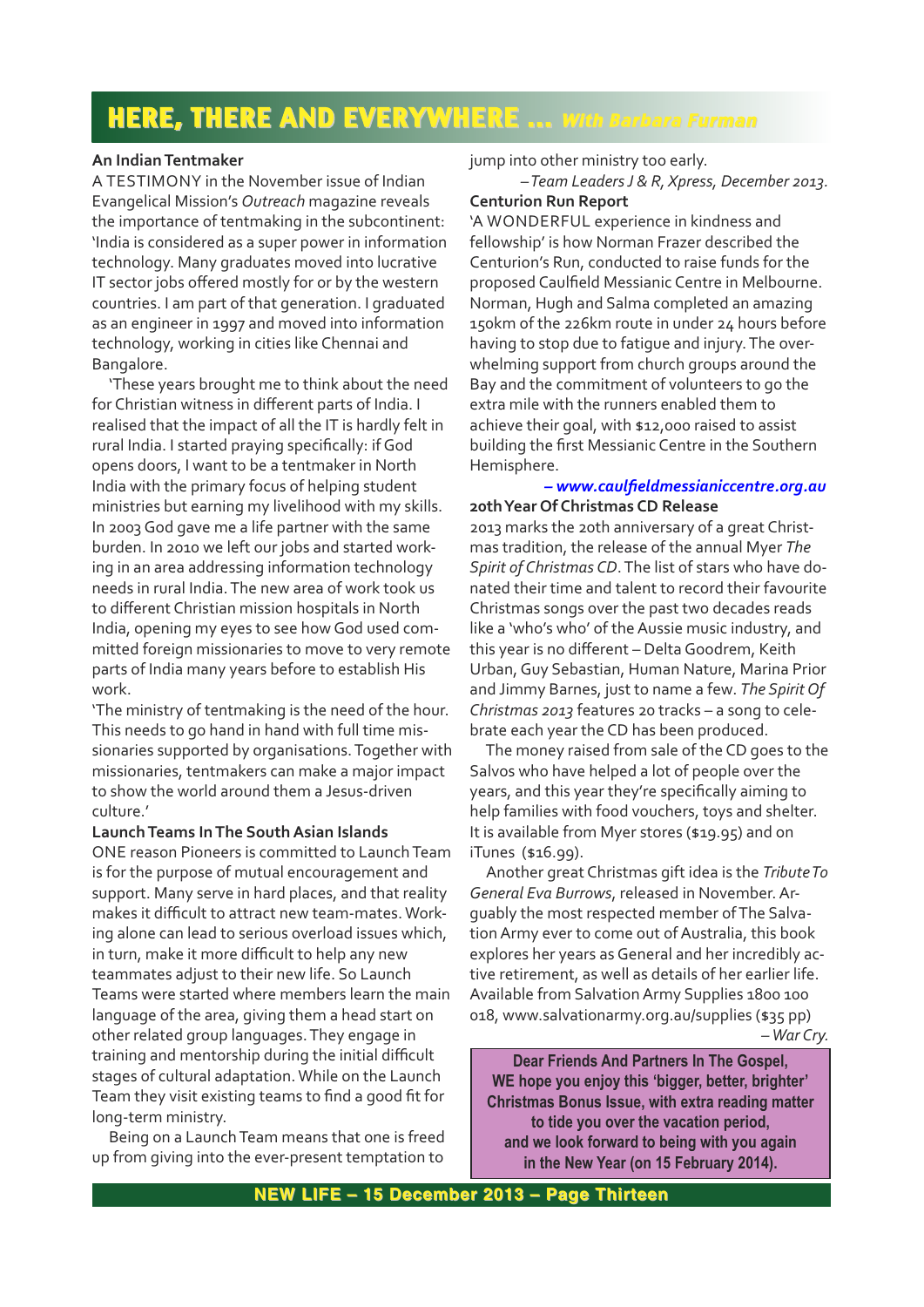# HERE, THERE AND EVERYWHERE ... *With Barbara Furman*

**An Indian Tentmaker**

A TESTIMONY in the November issue of Indian Evangelical Mission's *Outreach* magazine reveals the importance of tentmaking in the subcontinent: 'India is considered as a super power in information technology. Many graduates moved into lucrative IT sector jobs offered mostly for or by the western countries. I am part of that generation. I graduated as an engineer in 1997 and moved into information technology, working in cities like Chennai and Bangalore.

'These years brought me to think about the need for Christian witness in different parts of India. I realised that the impact of all the IT is hardly felt in rural India. I started praying specifically: if God opens doors, I want to be a tentmaker in North India with the primary focus of helping student ministries but earning my livelihood with my skills. In 2003 God gave me a life partner with the same burden. In 2010 we left our jobs and started working in an area addressing information technology needs in rural India. The new area of work took us to different Christian mission hospitals in North India, opening my eyes to see how God used committed foreign missionaries to move to very remote parts of India many years before to establish His work.

'The ministry of tentmaking is the need of the hour. This needs to go hand in hand with full time missionaries supported by organisations. Together with missionaries, tentmakers can make a major impact to show the world around them a Jesus-driven culture.'

**Launch Teams In The South Asian Islands**

ONE reason Pioneers is committed to Launch Team is for the purpose of mutual encouragement and support. Many serve in hard places, and that reality makes it difficult to attract new team-mates. Working alone can lead to serious overload issues which, in turn, make it more difficult to help any new teammates adjust to their new life. So Launch Teams were started where members learn the main language of the area, giving them a head start on other related group languages. They engage in training and mentorship during the initial difficult stages of cultural adaptation. While on the Launch Team they visit existing teams to find a good fit for long-term ministry.

Being on a Launch Team means that one is freed up from giving into the ever-present temptation to jump into other ministry too early.

*– Team Leaders J & R, Xpress, December 2013.*

**Centurion Run Report**

'A WONDERFUL experience in kindness and fellowship' is how Norman Frazer described the Centurion's Run, conducted to raise funds for the proposed Caulfield Messianic Centre in Melbourne. Norman, Hugh and Salma completed an amazing 150km of the 226km route in under 24 hours before having to stop due to fatigue and injury. The overwhelming support from church groups around the Bay and the commitment of volunteers to go the extra mile with the runners enabled them to achieve their goal, with $12,000 raised to assist building the first Messianic Centre in the Southern Hemisphere.

***– www.caulfieldmessianiccentre.org.au***

**20th Year Of Christmas CD Release**

2013 marks the 20th anniversary of a great Christmas tradition, the release of the annual Myer *The Spirit of Christmas CD*. The list of stars who have donated their time and talent to record their favourite Christmas songs over the past two decades reads like a 'who's who' of the Aussie music industry, and this year is no different – Delta Goodrem, Keith Urban, Guy Sebastian, Human Nature, Marina Prior and Jimmy Barnes, just to name a few. *The Spirit Of Christmas 2013* features 20 tracks – a song to celebrate each year the CD has been produced.

The money raised from sale of the CD goes to the Salvos who have helped a lot of people over the years, and this year they're specifically aiming to help families with food vouchers, toys and shelter. It is available from Myer stores ($19.95) and on iTunes ($16.99).

Another great Christmas gift idea is the *Tribute To General Eva Burrows*, released in November. Arguably the most respected member of The Salvation Army ever to come out of Australia, this book explores her years as General and her incredibly active retirement, as well as details of her earlier life. Available from Salvation Army Supplies 1800 100 018, www.salvationarmy.org.au/supplies ($35 pp)

*– War Cry.*

**Dear Friends And Partners In The Gospel,**
**WE hope you enjoy this 'bigger, better, brighter' Christmas Bonus Issue, with extra reading matter to tide you over the vacation period, and we look forward to being with you again in the New Year (on 15 February 2014).**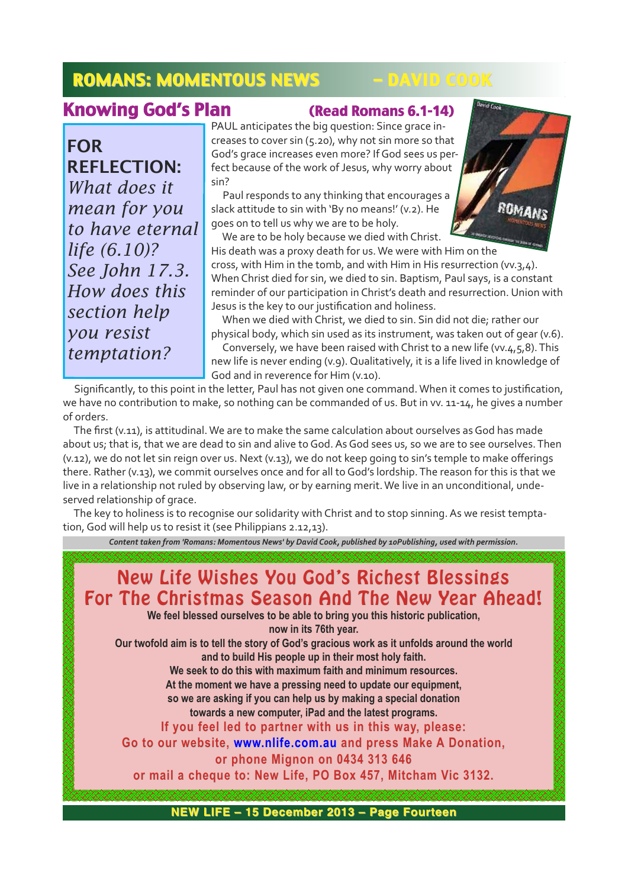## ROMANS: MOMENTOUS NEWS – DAVID COOK

### Knowing God's Plan

**(Read Romans 6.1-14)**

> **FOR REFLECTION:**
> *What does it mean for you to have eternal life (6.10)? See John 17.3. How does this section help you resist temptation?*

PAUL anticipates the big question: Since grace increases to cover sin (5.20), why not sin more so that God's grace increases even more? If God sees us perfect because of the work of Jesus, why worry about sin?

Paul responds to any thinking that encourages a slack attitude to sin with 'By no means!' (v.2). He goes on to tell us why we are to be holy.

We are to be holy because we died with Christ. His death was a proxy death for us. We were with Him on the cross, with Him in the tomb, and with Him in His resurrection (vv.3,4). When Christ died for sin, we died to sin. Baptism, Paul says, is a constant reminder of our participation in Christ's death and resurrection. Union with Jesus is the key to our justification and holiness.

When we died with Christ, we died to sin. Sin did not die; rather our physical body, which sin used as its instrument, was taken out of gear (v.6).

Conversely, we have been raised with Christ to a new life (vv.4,5,8). This new life is never ending (v.9). Qualitatively, it is a life lived in knowledge of God and in reverence for Him (v.10).

Significantly, to this point in the letter, Paul has not given one command. When it comes to justification, we have no contribution to make, so nothing can be commanded of us. But in vv. 11-14, he gives a number of orders.

The first (v.11), is attitudinal. We are to make the same calculation about ourselves as God has made about us; that is, that we are dead to sin and alive to God. As God sees us, so we are to see ourselves. Then (v.12), we do not let sin reign over us. Next (v.13), we do not keep going to sin's temple to make offerings there. Rather (v.13), we commit ourselves once and for all to God's lordship. The reason for this is that we live in a relationship not ruled by observing law, or by earning merit. We live in an unconditional, undeserved relationship of grace.

The key to holiness is to recognise our solidarity with Christ and to stop sinning. As we resist temptation, God will help us to resist it (see Philippians 2.12,13).

*Content taken from 'Romans: Momentous News' by David Cook, published by 10Publishing, used with permission.*

---

## New Life Wishes You God's Richest Blessings For The Christmas Season And The New Year Ahead!

**We feel blessed ourselves to be able to bring you this historic publication, now in its 76th year.**

**Our twofold aim is to tell the story of God's gracious work as it unfolds around the world and to build His people up in their most holy faith.**

**We seek to do this with maximum faith and minimum resources.**

**At the moment we have a pressing need to update our equipment, so we are asking if you can help us by making a special donation towards a new computer, iPad and the latest programs.**

**If you feel led to partner with us in this way, please:**
**Go to our website, www.nlife.com.au and press Make A Donation,**
**or phone Mignon on 0434 313 646**
**or mail a cheque to: New Life, PO Box 457, Mitcham Vic 3132.**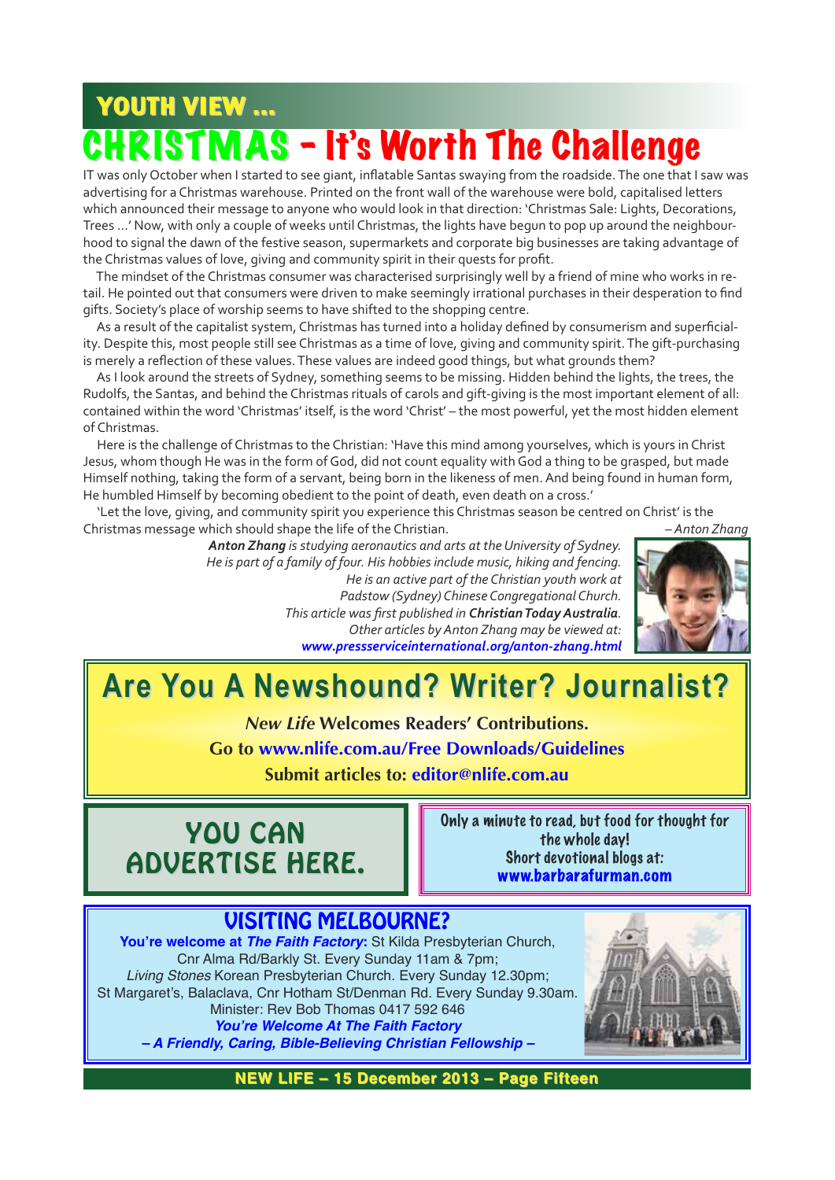## YOUTH VIEW ...

# CHRISTMAS – It's Worth The Challenge

IT was only October when I started to see giant, inflatable Santas swaying from the roadside. The one that I saw was advertising for a Christmas warehouse. Printed on the front wall of the warehouse were bold, capitalised letters which announced their message to anyone who would look in that direction: 'Christmas Sale: Lights, Decorations, Trees ...' Now, with only a couple of weeks until Christmas, the lights have begun to pop up around the neighbourhood to signal the dawn of the festive season, supermarkets and corporate big businesses are taking advantage of the Christmas values of love, giving and community spirit in their quests for profit.

The mindset of the Christmas consumer was characterised surprisingly well by a friend of mine who works in retail. He pointed out that consumers were driven to make seemingly irrational purchases in their desperation to find gifts. Society's place of worship seems to have shifted to the shopping centre.

As a result of the capitalist system, Christmas has turned into a holiday defined by consumerism and superficiality. Despite this, most people still see Christmas as a time of love, giving and community spirit. The gift-purchasing is merely a reflection of these values. These values are indeed good things, but what grounds them?

As I look around the streets of Sydney, something seems to be missing. Hidden behind the lights, the trees, the Rudolfs, the Santas, and behind the Christmas rituals of carols and gift-giving is the most important element of all: contained within the word 'Christmas' itself, is the word 'Christ' – the most powerful, yet the most hidden element of Christmas.

Here is the challenge of Christmas to the Christian: 'Have this mind among yourselves, which is yours in Christ Jesus, whom though He was in the form of God, did not count equality with God a thing to be grasped, but made Himself nothing, taking the form of a servant, being born in the likeness of men. And being found in human form, He humbled Himself by becoming obedient to the point of death, even death on a cross.'

'Let the love, giving, and community spirit you experience this Christmas season be centred on Christ' is the Christmas message which should shape the life of the Christian.

*– Anton Zhang*

***Anton Zhang** is studying aeronautics and arts at the University of Sydney. He is part of a family of four. His hobbies include music, hiking and fencing. He is an active part of the Christian youth work at Padstow (Sydney) Chinese Congregational Church. This article was first published in **Christian Today Australia**. Other articles by Anton Zhang may be viewed at:* ***www.pressserviceinternational.org/anton-zhang.html***

## Are You A Newshound? Writer? Journalist?

***New Life* Welcomes Readers' Contributions.**

**Go to www.nlife.com.au/Free Downloads/Guidelines**

**Submit articles to: editor@nlife.com.au**

## YOU CAN ADVERTISE HERE.

Only a minute to read, but food for thought for the whole day!
Short devotional blogs at:
**www.barbarafurman.com**

## VISITING MELBOURNE?

**You're welcome at *The Faith Factory*:** St Kilda Presbyterian Church, Cnr Alma Rd/Barkly St. Every Sunday 11am & 7pm;
*Living Stones* Korean Presbyterian Church. Every Sunday 12.30pm;
St Margaret's, Balaclava, Cnr Hotham St/Denman Rd. Every Sunday 9.30am.
Minister: Rev Bob Thomas 0417 592 646

***You're Welcome At The Faith Factory***

***– A Friendly, Caring, Bible-Believing Christian Fellowship –***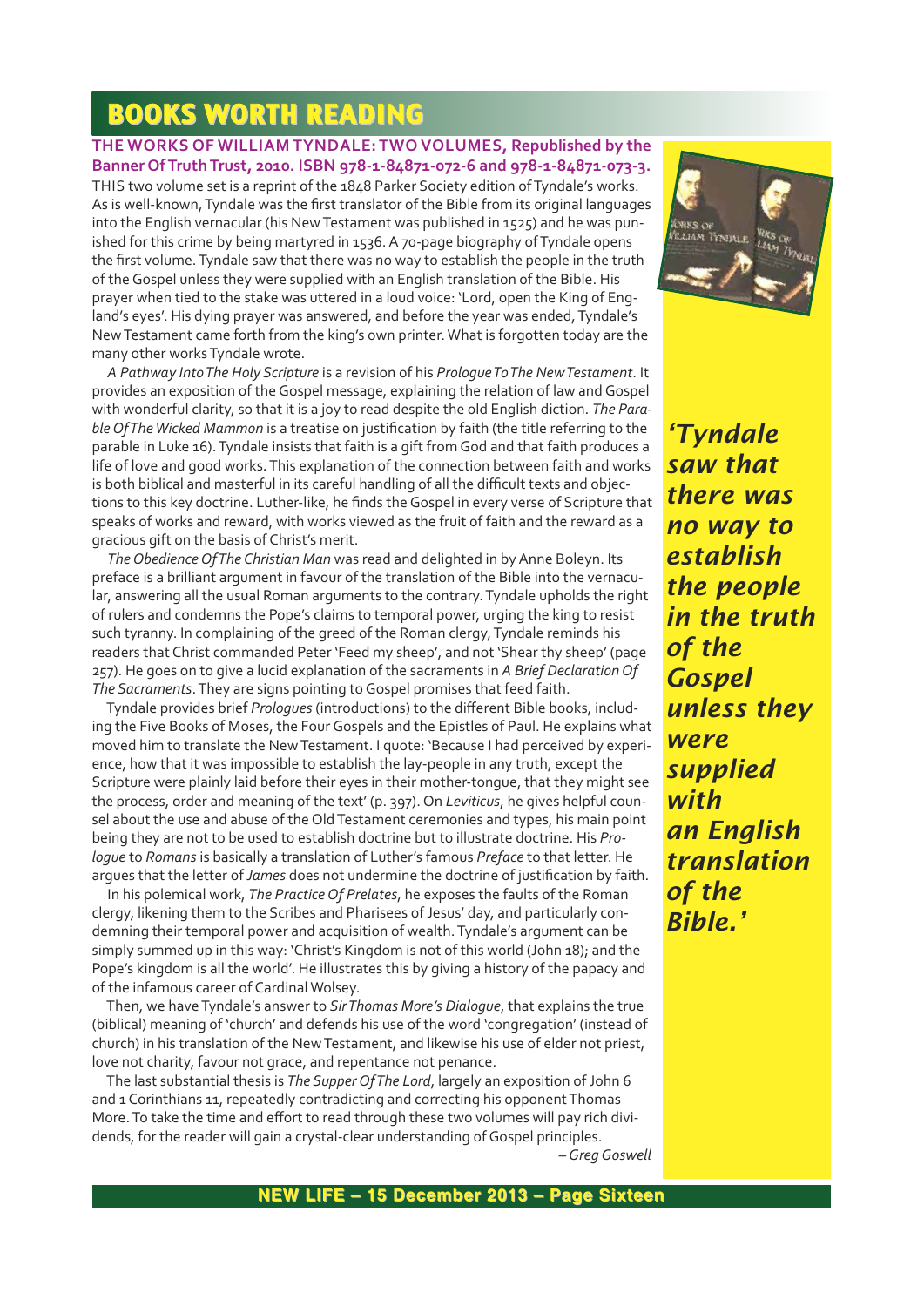# BOOKS WORTH READING

**THE WORKS OF WILLIAM TYNDALE: TWO VOLUMES, Republished by the Banner Of Truth Trust, 2010. ISBN 978-1-84871-072-6 and 978-1-84871-073-3.**

THIS two volume set is a reprint of the 1848 Parker Society edition of Tyndale's works. As is well-known, Tyndale was the first translator of the Bible from its original languages into the English vernacular (his New Testament was published in 1525) and he was punished for this crime by being martyred in 1536. A 70-page biography of Tyndale opens the first volume. Tyndale saw that there was no way to establish the people in the truth of the Gospel unless they were supplied with an English translation of the Bible. His prayer when tied to the stake was uttered in a loud voice: 'Lord, open the King of England's eyes'. His dying prayer was answered, and before the year was ended, Tyndale's New Testament came forth from the king's own printer. What is forgotten today are the many other works Tyndale wrote.

*A Pathway Into The Holy Scripture* is a revision of his *Prologue To The New Testament*. It provides an exposition of the Gospel message, explaining the relation of law and Gospel with wonderful clarity, so that it is a joy to read despite the old English diction. *The Parable Of The Wicked Mammon* is a treatise on justification by faith (the title referring to the parable in Luke 16). Tyndale insists that faith is a gift from God and that faith produces a life of love and good works. This explanation of the connection between faith and works is both biblical and masterful in its careful handling of all the difficult texts and objections to this key doctrine. Luther-like, he finds the Gospel in every verse of Scripture that speaks of works and reward, with works viewed as the fruit of faith and the reward as a gracious gift on the basis of Christ's merit.

*The Obedience Of The Christian Man* was read and delighted in by Anne Boleyn. Its preface is a brilliant argument in favour of the translation of the Bible into the vernacular, answering all the usual Roman arguments to the contrary. Tyndale upholds the right of rulers and condemns the Pope's claims to temporal power, urging the king to resist such tyranny. In complaining of the greed of the Roman clergy, Tyndale reminds his readers that Christ commanded Peter 'Feed my sheep', and not 'Shear thy sheep' (page 257). He goes on to give a lucid explanation of the sacraments in *A Brief Declaration Of The Sacraments*. They are signs pointing to Gospel promises that feed faith.

***'Tyndale saw that there was no way to establish the people in the truth of the Gospel unless they were supplied with an English translation of the Bible.'***

Tyndale provides brief *Prologues* (introductions) to the different Bible books, including the Five Books of Moses, the Four Gospels and the Epistles of Paul. He explains what moved him to translate the New Testament. I quote: 'Because I had perceived by experience, how that it was impossible to establish the lay-people in any truth, except the Scripture were plainly laid before their eyes in their mother-tongue, that they might see the process, order and meaning of the text' (p. 397). On *Leviticus*, he gives helpful counsel about the use and abuse of the Old Testament ceremonies and types, his main point being they are not to be used to establish doctrine but to illustrate doctrine. His *Prologue* to *Romans* is basically a translation of Luther's famous *Preface* to that letter. He argues that the letter of *James* does not undermine the doctrine of justification by faith.

In his polemical work, *The Practice Of Prelates*, he exposes the faults of the Roman clergy, likening them to the Scribes and Pharisees of Jesus' day, and particularly condemning their temporal power and acquisition of wealth. Tyndale's argument can be simply summed up in this way: 'Christ's Kingdom is not of this world (John 18); and the Pope's kingdom is all the world'. He illustrates this by giving a history of the papacy and of the infamous career of Cardinal Wolsey.

Then, we have Tyndale's answer to *Sir Thomas More's Dialogue*, that explains the true (biblical) meaning of 'church' and defends his use of the word 'congregation' (instead of church) in his translation of the New Testament, and likewise his use of elder not priest, love not charity, favour not grace, and repentance not penance.

The last substantial thesis is *The Supper Of The Lord*, largely an exposition of John 6 and 1 Corinthians 11, repeatedly contradicting and correcting his opponent Thomas More. To take the time and effort to read through these two volumes will pay rich dividends, for the reader will gain a crystal-clear understanding of Gospel principles.

*– Greg Goswell*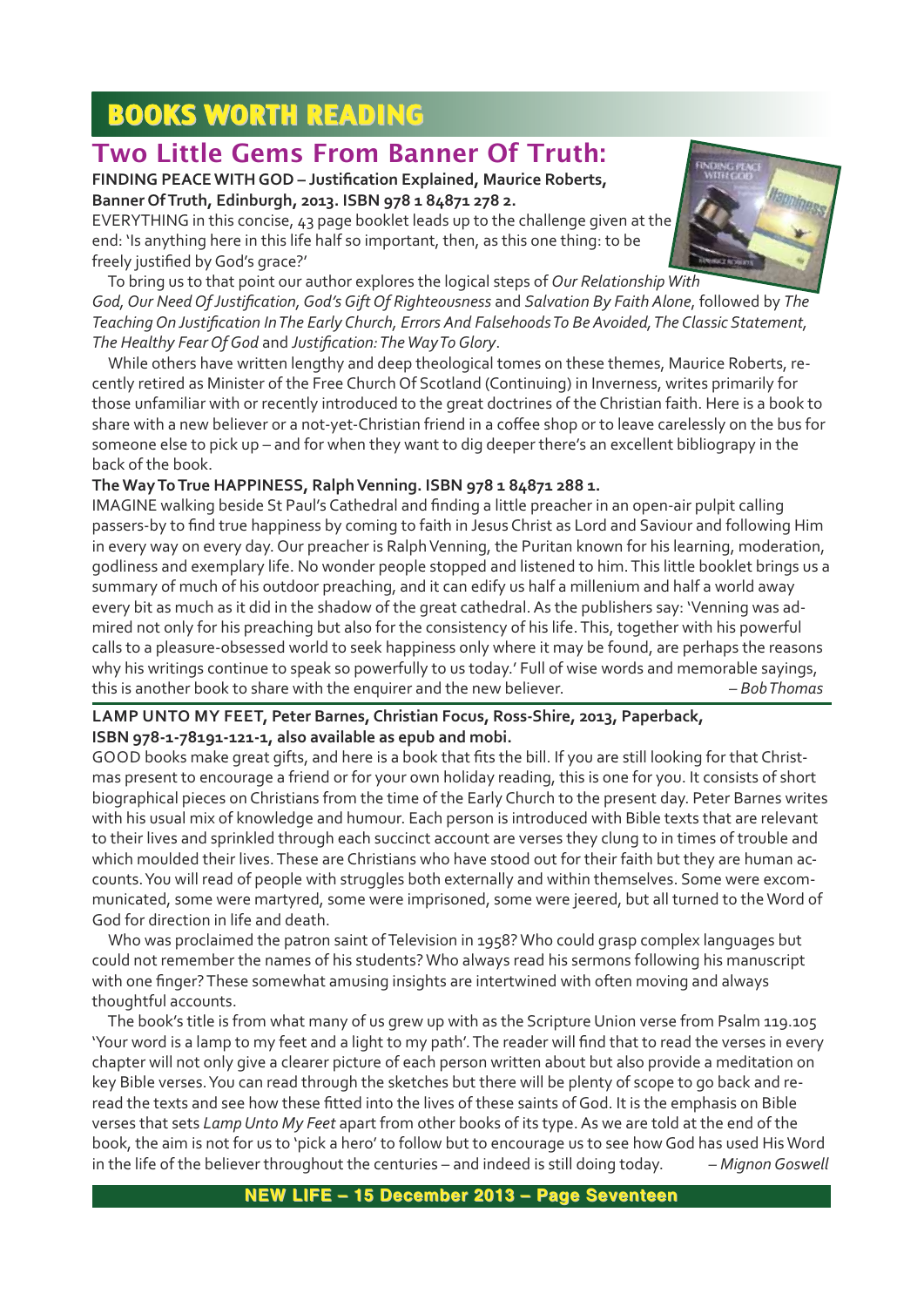# BOOKS WORTH READING

## Two Little Gems From Banner Of Truth:

**FINDING PEACE WITH GOD – Justification Explained, Maurice Roberts, Banner Of Truth, Edinburgh, 2013. ISBN 978 1 84871 278 2.**

EVERYTHING in this concise, 43 page booklet leads up to the challenge given at the end: 'Is anything here in this life half so important, then, as this one thing: to be freely justified by God's grace?'

To bring us to that point our author explores the logical steps of *Our Relationship With God, Our Need Of Justification, God's Gift Of Righteousness* and *Salvation By Faith Alone*, followed by *The Teaching On Justification In The Early Church, Errors And Falsehoods To Be Avoided, The Classic Statement, The Healthy Fear Of God* and *Justification: The Way To Glory*.

While others have written lengthy and deep theological tomes on these themes, Maurice Roberts, recently retired as Minister of the Free Church Of Scotland (Continuing) in Inverness, writes primarily for those unfamiliar with or recently introduced to the great doctrines of the Christian faith. Here is a book to share with a new believer or a not-yet-Christian friend in a coffee shop or to leave carelessly on the bus for someone else to pick up – and for when they want to dig deeper there's an excellent bibliograpy in the back of the book.

**The Way To True HAPPINESS, Ralph Venning. ISBN 978 1 84871 288 1.**

IMAGINE walking beside St Paul's Cathedral and finding a little preacher in an open-air pulpit calling passers-by to find true happiness by coming to faith in Jesus Christ as Lord and Saviour and following Him in every way on every day. Our preacher is Ralph Venning, the Puritan known for his learning, moderation, godliness and exemplary life. No wonder people stopped and listened to him. This little booklet brings us a summary of much of his outdoor preaching, and it can edify us half a millenium and half a world away every bit as much as it did in the shadow of the great cathedral. As the publishers say: 'Venning was admired not only for his preaching but also for the consistency of his life. This, together with his powerful calls to a pleasure-obsessed world to seek happiness only where it may be found, are perhaps the reasons why his writings continue to speak so powerfully to us today.' Full of wise words and memorable sayings, this is another book to share with the enquirer and the new believer. *– Bob Thomas*

---

**LAMP UNTO MY FEET, Peter Barnes, Christian Focus, Ross-Shire, 2013, Paperback, ISBN 978-1-78191-121-1, also available as epub and mobi.**

GOOD books make great gifts, and here is a book that fits the bill. If you are still looking for that Christmas present to encourage a friend or for your own holiday reading, this is one for you. It consists of short biographical pieces on Christians from the time of the Early Church to the present day. Peter Barnes writes with his usual mix of knowledge and humour. Each person is introduced with Bible texts that are relevant to their lives and sprinkled through each succinct account are verses they clung to in times of trouble and which moulded their lives. These are Christians who have stood out for their faith but they are human accounts. You will read of people with struggles both externally and within themselves. Some were excommunicated, some were martyred, some were imprisoned, some were jeered, but all turned to the Word of God for direction in life and death.

Who was proclaimed the patron saint of Television in 1958? Who could grasp complex languages but could not remember the names of his students? Who always read his sermons following his manuscript with one finger? These somewhat amusing insights are intertwined with often moving and always thoughtful accounts.

The book's title is from what many of us grew up with as the Scripture Union verse from Psalm 119.105 'Your word is a lamp to my feet and a light to my path'. The reader will find that to read the verses in every chapter will not only give a clearer picture of each person written about but also provide a meditation on key Bible verses. You can read through the sketches but there will be plenty of scope to go back and reread the texts and see how these fitted into the lives of these saints of God. It is the emphasis on Bible verses that sets *Lamp Unto My Feet* apart from other books of its type. As we are told at the end of the book, the aim is not for us to 'pick a hero' to follow but to encourage us to see how God has used His Word in the life of the believer throughout the centuries – and indeed is still doing today. *– Mignon Goswell*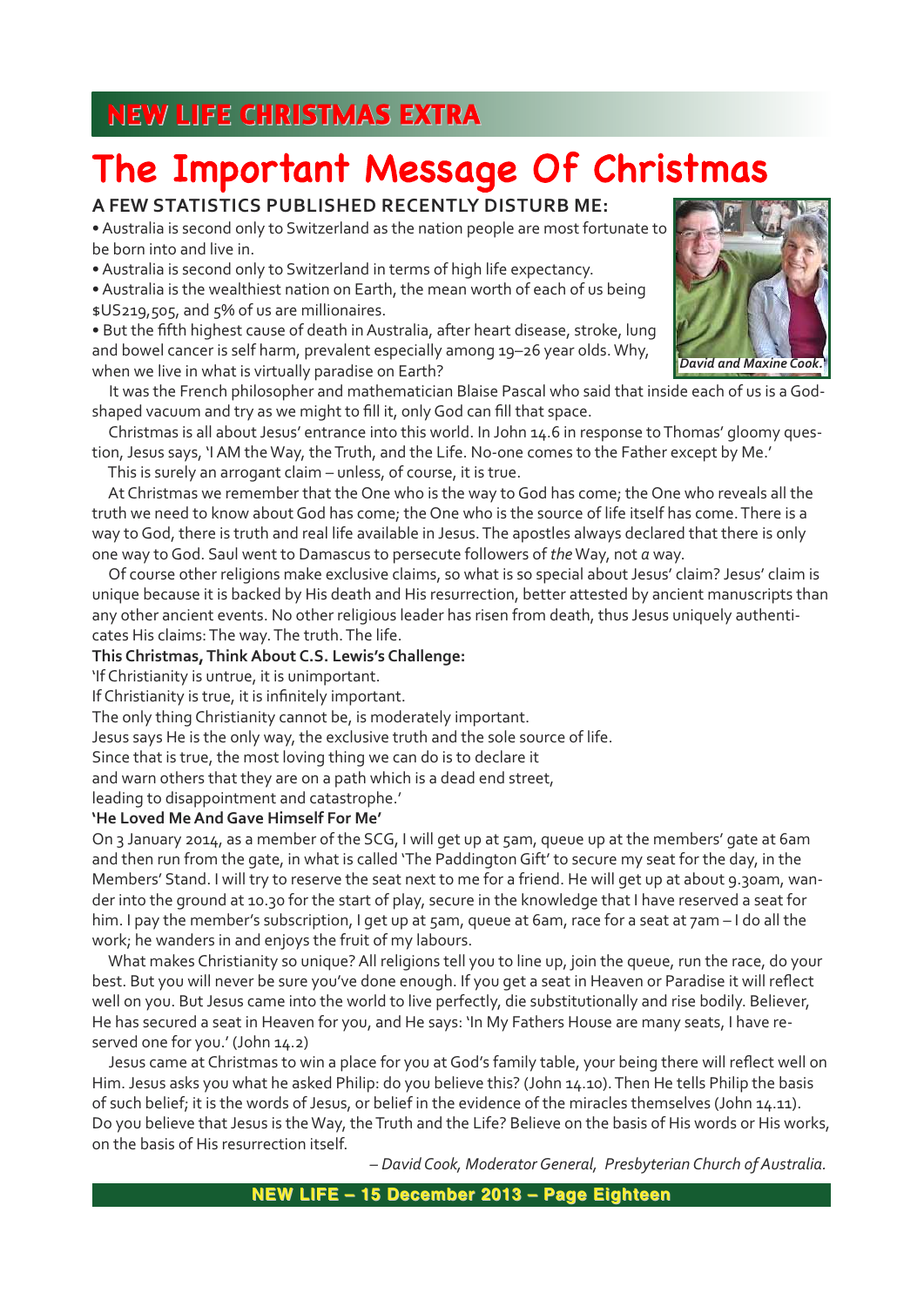## NEW LIFE CHRISTMAS EXTRA

# The Important Message Of Christmas

### A FEW STATISTICS PUBLISHED RECENTLY DISTURB ME:

- Australia is second only to Switzerland as the nation people are most fortunate to be born into and live in.
- Australia is second only to Switzerland in terms of high life expectancy.
- Australia is the wealthiest nation on Earth, the mean worth of each of us being $US219,505, and 5% of us are millionaires.
- But the fifth highest cause of death in Australia, after heart disease, stroke, lung and bowel cancer is self harm, prevalent especially among 19–26 year olds. Why, when we live in what is virtually paradise on Earth?

*David and Maxine Cook.*

It was the French philosopher and mathematician Blaise Pascal who said that inside each of us is a God-shaped vacuum and try as we might to fill it, only God can fill that space.

Christmas is all about Jesus' entrance into this world. In John 14.6 in response to Thomas' gloomy question, Jesus says, 'I AM the Way, the Truth, and the Life. No-one comes to the Father except by Me.'

This is surely an arrogant claim – unless, of course, it is true.

At Christmas we remember that the One who is the way to God has come; the One who reveals all the truth we need to know about God has come; the One who is the source of life itself has come. There is a way to God, there is truth and real life available in Jesus. The apostles always declared that there is only one way to God. Saul went to Damascus to persecute followers of *the* Way, not *a* way.

Of course other religions make exclusive claims, so what is so special about Jesus' claim? Jesus' claim is unique because it is backed by His death and His resurrection, better attested by ancient manuscripts than any other ancient events. No other religious leader has risen from death, thus Jesus uniquely authenticates His claims: The way. The truth. The life.

**This Christmas, Think About C.S. Lewis's Challenge:**

'If Christianity is untrue, it is unimportant.
If Christianity is true, it is infinitely important.
The only thing Christianity cannot be, is moderately important.
Jesus says He is the only way, the exclusive truth and the sole source of life.
Since that is true, the most loving thing we can do is to declare it
and warn others that they are on a path which is a dead end street,
leading to disappointment and catastrophe.'

**'He Loved Me And Gave Himself For Me'**

On 3 January 2014, as a member of the SCG, I will get up at 5am, queue up at the members' gate at 6am and then run from the gate, in what is called 'The Paddington Gift' to secure my seat for the day, in the Members' Stand. I will try to reserve the seat next to me for a friend. He will get up at about 9.30am, wander into the ground at 10.30 for the start of play, secure in the knowledge that I have reserved a seat for him. I pay the member's subscription, I get up at 5am, queue at 6am, race for a seat at 7am – I do all the work; he wanders in and enjoys the fruit of my labours.

What makes Christianity so unique? All religions tell you to line up, join the queue, run the race, do your best. But you will never be sure you've done enough. If you get a seat in Heaven or Paradise it will reflect well on you. But Jesus came into the world to live perfectly, die substitutionally and rise bodily. Believer, He has secured a seat in Heaven for you, and He says: 'In My Fathers House are many seats, I have reserved one for you.' (John 14.2)

Jesus came at Christmas to win a place for you at God's family table, your being there will reflect well on Him. Jesus asks you what he asked Philip: do you believe this? (John 14.10). Then He tells Philip the basis of such belief; it is the words of Jesus, or belief in the evidence of the miracles themselves (John 14.11). Do you believe that Jesus is the Way, the Truth and the Life? Believe on the basis of His words or His works, on the basis of His resurrection itself.

*– David Cook, Moderator General, Presbyterian Church of Australia.*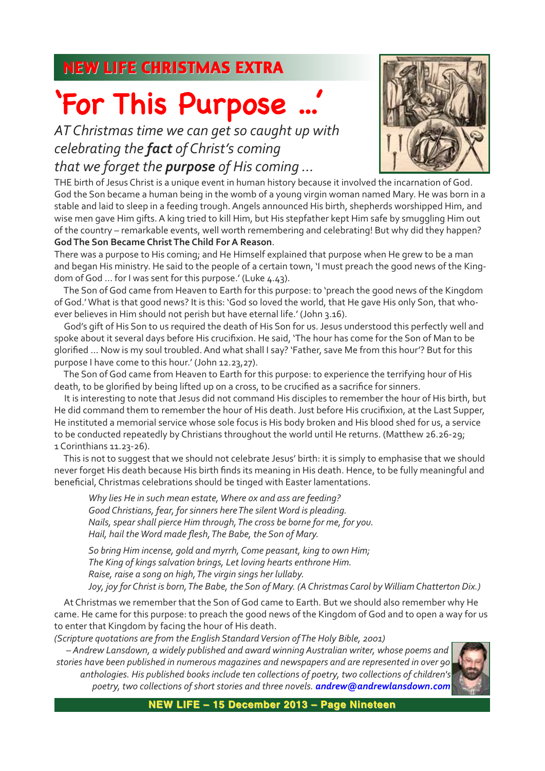## NEW LIFE CHRISTMAS EXTRA

# 'For This Purpose ...'

*AT Christmas time we can get so caught up with celebrating the **fact** of Christ's coming that we forget the **purpose** of His coming ...*

THE birth of Jesus Christ is a unique event in human history because it involved the incarnation of God. God the Son became a human being in the womb of a young virgin woman named Mary. He was born in a stable and laid to sleep in a feeding trough. Angels announced His birth, shepherds worshipped Him, and wise men gave Him gifts. A king tried to kill Him, but His stepfather kept Him safe by smuggling Him out of the country – remarkable events, well worth remembering and celebrating! But why did they happen?

**God The Son Became Christ The Child For A Reason**.

There was a purpose to His coming; and He Himself explained that purpose when He grew to be a man and began His ministry. He said to the people of a certain town, 'I must preach the good news of the Kingdom of God ... for I was sent for this purpose.' (Luke 4.43).

The Son of God came from Heaven to Earth for this purpose: to 'preach the good news of the Kingdom of God.' What is that good news? It is this: 'God so loved the world, that He gave His only Son, that whoever believes in Him should not perish but have eternal life.' (John 3.16).

God's gift of His Son to us required the death of His Son for us. Jesus understood this perfectly well and spoke about it several days before His crucifixion. He said, 'The hour has come for the Son of Man to be glorified ... Now is my soul troubled. And what shall I say? 'Father, save Me from this hour'? But for this purpose I have come to this hour.' (John 12.23,27).

The Son of God came from Heaven to Earth for this purpose: to experience the terrifying hour of His death, to be glorified by being lifted up on a cross, to be crucified as a sacrifice for sinners.

It is interesting to note that Jesus did not command His disciples to remember the hour of His birth, but He did command them to remember the hour of His death. Just before His crucifixion, at the Last Supper, He instituted a memorial service whose sole focus is His body broken and His blood shed for us, a service to be conducted repeatedly by Christians throughout the world until He returns. (Matthew 26.26-29; 1 Corinthians 11.23-26).

This is not to suggest that we should not celebrate Jesus' birth: it is simply to emphasise that we should never forget His death because His birth finds its meaning in His death. Hence, to be fully meaningful and beneficial, Christmas celebrations should be tinged with Easter lamentations.

> *Why lies He in such mean estate, Where ox and ass are feeding?*
> *Good Christians, fear, for sinners here The silent Word is pleading.*
> *Nails, spear shall pierce Him through, The cross be borne for me, for you.*
> *Hail, hail the Word made flesh, The Babe, the Son of Mary.*
>
> *So bring Him incense, gold and myrrh, Come peasant, king to own Him;*
> *The King of kings salvation brings, Let loving hearts enthrone Him.*
> *Raise, raise a song on high, The virgin sings her lullaby.*
> *Joy, joy for Christ is born, The Babe, the Son of Mary. (A Christmas Carol by William Chatterton Dix.)*

At Christmas we remember that the Son of God came to Earth. But we should also remember why He came. He came for this purpose: to preach the good news of the Kingdom of God and to open a way for us to enter that Kingdom by facing the hour of His death.

*(Scripture quotations are from the English Standard Version of The Holy Bible, 2001)*

*– Andrew Lansdown, a widely published and award winning Australian writer, whose poems and stories have been published in numerous magazines and newspapers and are represented in over 90 anthologies. His published books include ten collections of poetry, two collections of children's poetry, two collections of short stories and three novels.* ***andrew@andrewlansdown.com***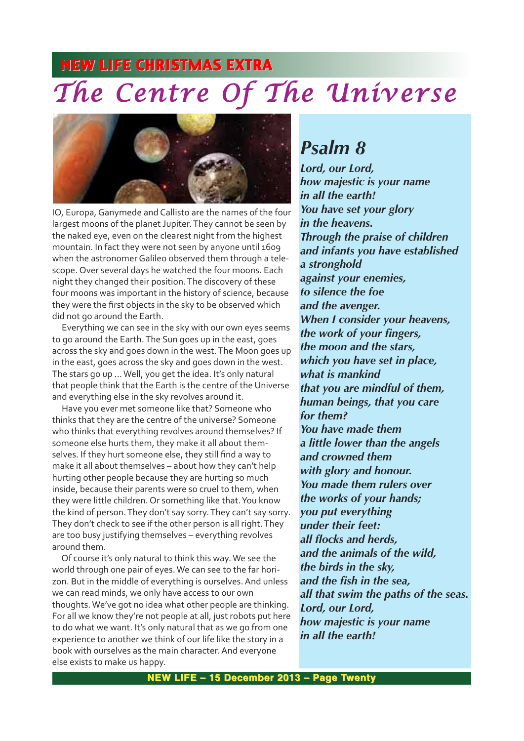## NEW LIFE CHRISTMAS EXTRA

# The Centre Of The Universe

IO, Europa, Ganymede and Callisto are the names of the four largest moons of the planet Jupiter. They cannot be seen by the naked eye, even on the clearest night from the highest mountain. In fact they were not seen by anyone until 1609 when the astronomer Galileo observed them through a telescope. Over several days he watched the four moons. Each night they changed their position. The discovery of these four moons was important in the history of science, because they were the first objects in the sky to be observed which did not go around the Earth.

Everything we can see in the sky with our own eyes seems to go around the Earth. The Sun goes up in the east, goes across the sky and goes down in the west. The Moon goes up in the east, goes across the sky and goes down in the west. The stars go up ... Well, you get the idea. It's only natural that people think that the Earth is the centre of the Universe and everything else in the sky revolves around it.

Have you ever met someone like that? Someone who thinks that they are the centre of the universe? Someone who thinks that everything revolves around themselves? If someone else hurts them, they make it all about themselves. If they hurt someone else, they still find a way to make it all about themselves – about how they can't help hurting other people because they are hurting so much inside, because their parents were so cruel to them, when they were little children. Or something like that. You know the kind of person. They don't say sorry. They can't say sorry. They don't check to see if the other person is all right. They are too busy justifying themselves – everything revolves around them.

Of course it's only natural to think this way. We see the world through one pair of eyes. We can see to the far horizon. But in the middle of everything is ourselves. And unless we can read minds, we only have access to our own thoughts. We've got no idea what other people are thinking. For all we know they're not people at all, just robots put here to do what we want. It's only natural that as we go from one experience to another we think of our life like the story in a book with ourselves as the main character. And everyone else exists to make us happy.

## Psalm 8

***Lord, our Lord,***
***how majestic is your name***
***in all the earth!***
***You have set your glory***
***in the heavens.***
***Through the praise of children***
***and infants you have established***
***a stronghold***
***against your enemies,***
***to silence the foe***
***and the avenger.***
***When I consider your heavens,***
***the work of your fingers,***
***the moon and the stars,***
***which you have set in place,***
***what is mankind***
***that you are mindful of them,***
***human beings, that you care***
***for them?***
***You have made them***
***a little lower than the angels***
***and crowned them***
***with glory and honour.***
***You made them rulers over***
***the works of your hands;***
***you put everything***
***under their feet:***
***all flocks and herds,***
***and the animals of the wild,***
***the birds in the sky,***
***and the fish in the sea,***
***all that swim the paths of the seas.***
***Lord, our Lord,***
***how majestic is your name***
***in all the earth!***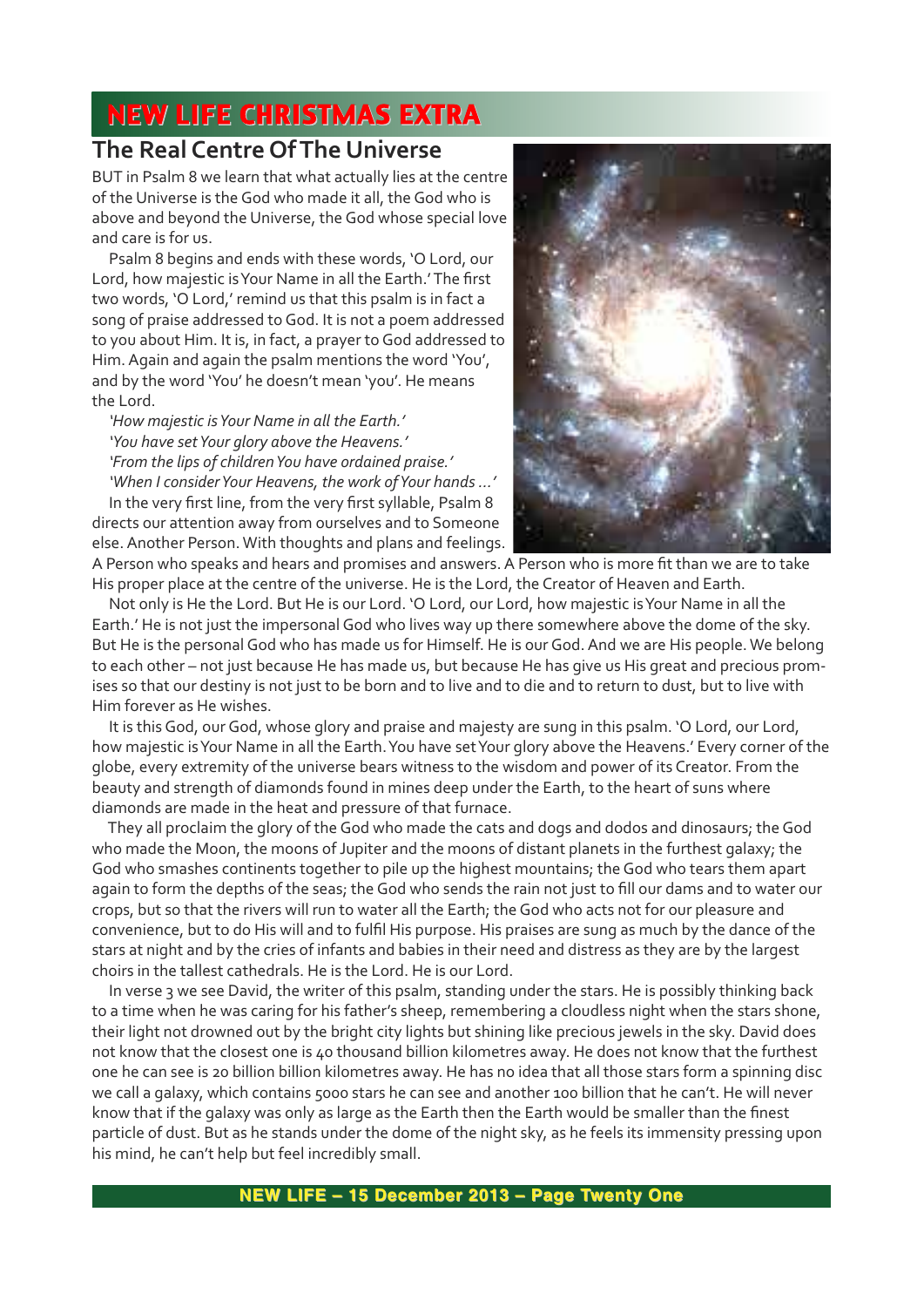## NEW LIFE CHRISTMAS EXTRA

### The Real Centre Of The Universe

BUT in Psalm 8 we learn that what actually lies at the centre of the Universe is the God who made it all, the God who is above and beyond the Universe, the God whose special love and care is for us.

Psalm 8 begins and ends with these words, 'O Lord, our Lord, how majestic is Your Name in all the Earth.' The first two words, 'O Lord,' remind us that this psalm is in fact a song of praise addressed to God. It is not a poem addressed to you about Him. It is, in fact, a prayer to God addressed to Him. Again and again the psalm mentions the word 'You', and by the word 'You' he doesn't mean 'you'. He means the Lord.

*'How majestic is Your Name in all the Earth.'*
*'You have set Your glory above the Heavens.'*
*'From the lips of children You have ordained praise.'*
*'When I consider Your Heavens, the work of Your hands ...'*

In the very first line, from the very first syllable, Psalm 8 directs our attention away from ourselves and to Someone else. Another Person. With thoughts and plans and feelings. A Person who speaks and hears and promises and answers. A Person who is more fit than we are to take His proper place at the centre of the universe. He is the Lord, the Creator of Heaven and Earth.

Not only is He the Lord. But He is our Lord. 'O Lord, our Lord, how majestic is Your Name in all the Earth.' He is not just the impersonal God who lives way up there somewhere above the dome of the sky. But He is the personal God who has made us for Himself. He is our God. And we are His people. We belong to each other – not just because He has made us, but because He has give us His great and precious promises so that our destiny is not just to be born and to live and to die and to return to dust, but to live with Him forever as He wishes.

It is this God, our God, whose glory and praise and majesty are sung in this psalm. 'O Lord, our Lord, how majestic is Your Name in all the Earth. You have set Your glory above the Heavens.' Every corner of the globe, every extremity of the universe bears witness to the wisdom and power of its Creator. From the beauty and strength of diamonds found in mines deep under the Earth, to the heart of suns where diamonds are made in the heat and pressure of that furnace.

They all proclaim the glory of the God who made the cats and dogs and dodos and dinosaurs; the God who made the Moon, the moons of Jupiter and the moons of distant planets in the furthest galaxy; the God who smashes continents together to pile up the highest mountains; the God who tears them apart again to form the depths of the seas; the God who sends the rain not just to fill our dams and to water our crops, but so that the rivers will run to water all the Earth; the God who acts not for our pleasure and convenience, but to do His will and to fulfil His purpose. His praises are sung as much by the dance of the stars at night and by the cries of infants and babies in their need and distress as they are by the largest choirs in the tallest cathedrals. He is the Lord. He is our Lord.

In verse 3 we see David, the writer of this psalm, standing under the stars. He is possibly thinking back to a time when he was caring for his father's sheep, remembering a cloudless night when the stars shone, their light not drowned out by the bright city lights but shining like precious jewels in the sky. David does not know that the closest one is 40 thousand billion kilometres away. He does not know that the furthest one he can see is 20 billion billion kilometres away. He has no idea that all those stars form a spinning disc we call a galaxy, which contains 5000 stars he can see and another 100 billion that he can't. He will never know that if the galaxy was only as large as the Earth then the Earth would be smaller than the finest particle of dust. But as he stands under the dome of the night sky, as he feels its immensity pressing upon his mind, he can't help but feel incredibly small.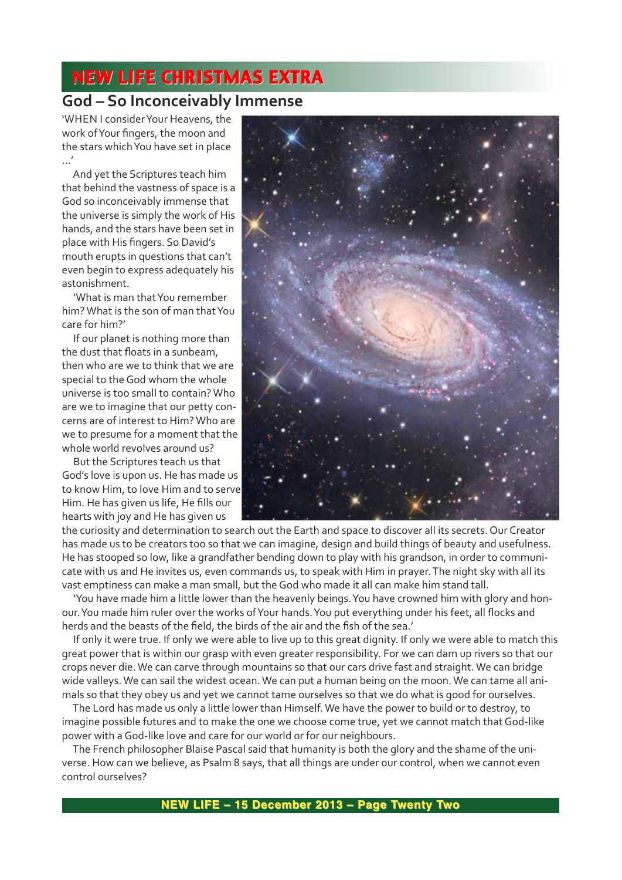# NEW LIFE CHRISTMAS EXTRA

## God – So Inconceivably Immense

'WHEN I consider Your Heavens, the work of Your fingers, the moon and the stars which You have set in place …'

And yet the Scriptures teach him that behind the vastness of space is a God so inconceivably immense that the universe is simply the work of His hands, and the stars have been set in place with His fingers. So David's mouth erupts in questions that can't even begin to express adequately his astonishment.

'What is man that You remember him? What is the son of man that You care for him?'

If our planet is nothing more than the dust that floats in a sunbeam, then who are we to think that we are special to the God whom the whole universe is too small to contain? Who are we to imagine that our petty concerns are of interest to Him? Who are we to presume for a moment that the whole world revolves around us?

But the Scriptures teach us that God's love is upon us. He has made us to know Him, to love Him and to serve Him. He has given us life, He fills our hearts with joy and He has given us the curiosity and determination to search out the Earth and space to discover all its secrets. Our Creator has made us to be creators too so that we can imagine, design and build things of beauty and usefulness. He has stooped so low, like a grandfather bending down to play with his grandson, in order to communicate with us and He invites us, even commands us, to speak with Him in prayer. The night sky with all its vast emptiness can make a man small, but the God who made it all can make him stand tall.

'You have made him a little lower than the heavenly beings. You have crowned him with glory and honour. You made him ruler over the works of Your hands. You put everything under his feet, all flocks and herds and the beasts of the field, the birds of the air and the fish of the sea.'

If only it were true. If only we were able to live up to this great dignity. If only we were able to match this great power that is within our grasp with even greater responsibility. For we can dam up rivers so that our crops never die. We can carve through mountains so that our cars drive fast and straight. We can bridge wide valleys. We can sail the widest ocean. We can put a human being on the moon. We can tame all animals so that they obey us and yet we cannot tame ourselves so that we do what is good for ourselves.

The Lord has made us only a little lower than Himself. We have the power to build or to destroy, to imagine possible futures and to make the one we choose come true, yet we cannot match that God-like power with a God-like love and care for our world or for our neighbours.

The French philosopher Blaise Pascal said that humanity is both the glory and the shame of the universe. How can we believe, as Psalm 8 says, that all things are under our control, when we cannot even control ourselves?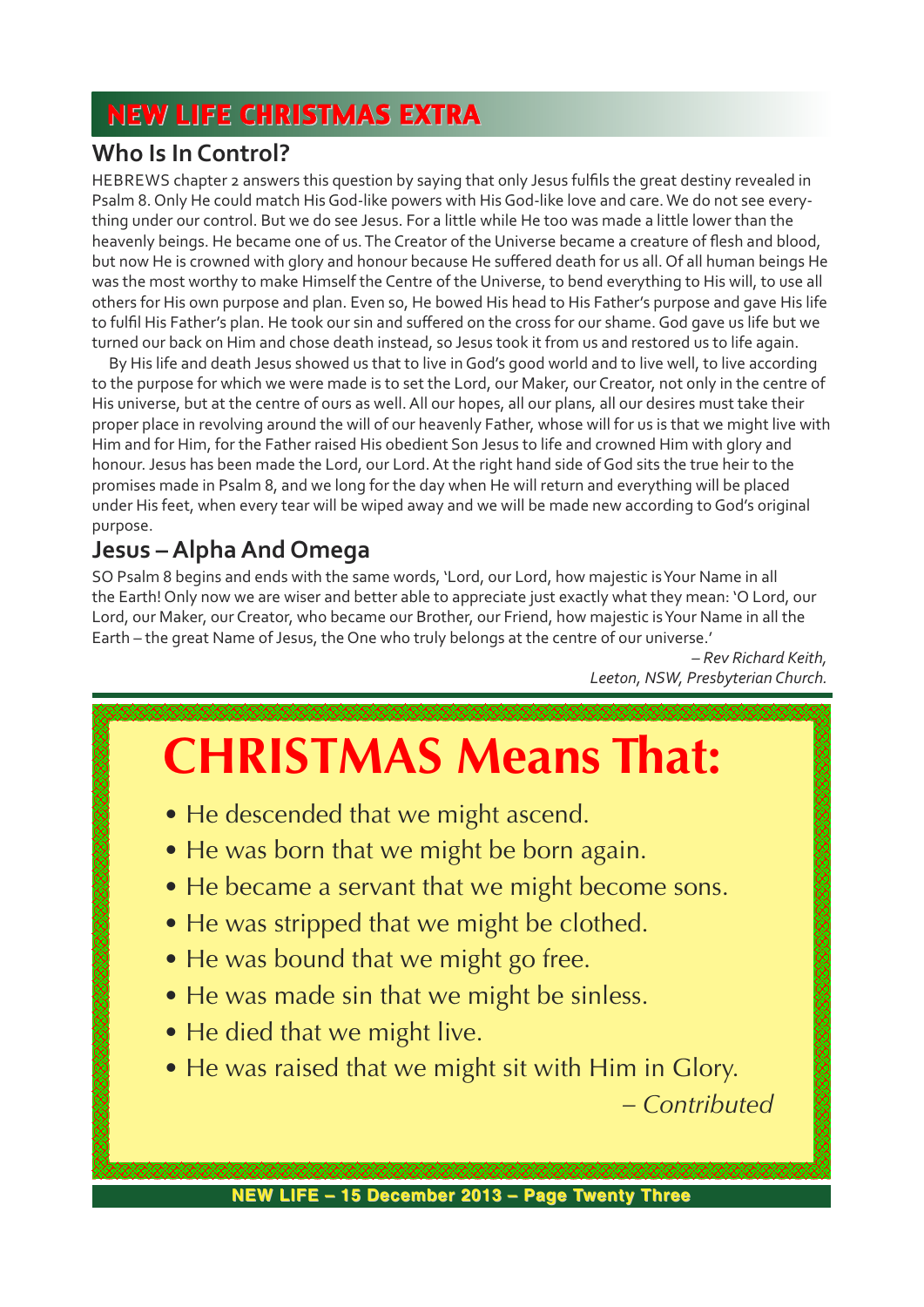# NEW LIFE CHRISTMAS EXTRA

## Who Is In Control?

HEBREWS chapter 2 answers this question by saying that only Jesus fulfils the great destiny revealed in Psalm 8. Only He could match His God-like powers with His God-like love and care. We do not see everything under our control. But we do see Jesus. For a little while He too was made a little lower than the heavenly beings. He became one of us. The Creator of the Universe became a creature of flesh and blood, but now He is crowned with glory and honour because He suffered death for us all. Of all human beings He was the most worthy to make Himself the Centre of the Universe, to bend everything to His will, to use all others for His own purpose and plan. Even so, He bowed His head to His Father's purpose and gave His life to fulfil His Father's plan. He took our sin and suffered on the cross for our shame. God gave us life but we turned our back on Him and chose death instead, so Jesus took it from us and restored us to life again.

By His life and death Jesus showed us that to live in God's good world and to live well, to live according to the purpose for which we were made is to set the Lord, our Maker, our Creator, not only in the centre of His universe, but at the centre of ours as well. All our hopes, all our plans, all our desires must take their proper place in revolving around the will of our heavenly Father, whose will for us is that we might live with Him and for Him, for the Father raised His obedient Son Jesus to life and crowned Him with glory and honour. Jesus has been made the Lord, our Lord. At the right hand side of God sits the true heir to the promises made in Psalm 8, and we long for the day when He will return and everything will be placed under His feet, when every tear will be wiped away and we will be made new according to God's original purpose.

## Jesus – Alpha And Omega

SO Psalm 8 begins and ends with the same words, 'Lord, our Lord, how majestic is Your Name in all the Earth! Only now we are wiser and better able to appreciate just exactly what they mean: 'O Lord, our Lord, our Maker, our Creator, who became our Brother, our Friend, how majestic is Your Name in all the Earth – the great Name of Jesus, the One who truly belongs at the centre of our universe.'

*– Rev Richard Keith,*
*Leeton, NSW, Presbyterian Church.*

# CHRISTMAS Means That:

- He descended that we might ascend.
- He was born that we might be born again.
- He became a servant that we might become sons.
- He was stripped that we might be clothed.
- He was bound that we might go free.
- He was made sin that we might be sinless.
- He died that we might live.
- He was raised that we might sit with Him in Glory.

*– Contributed*